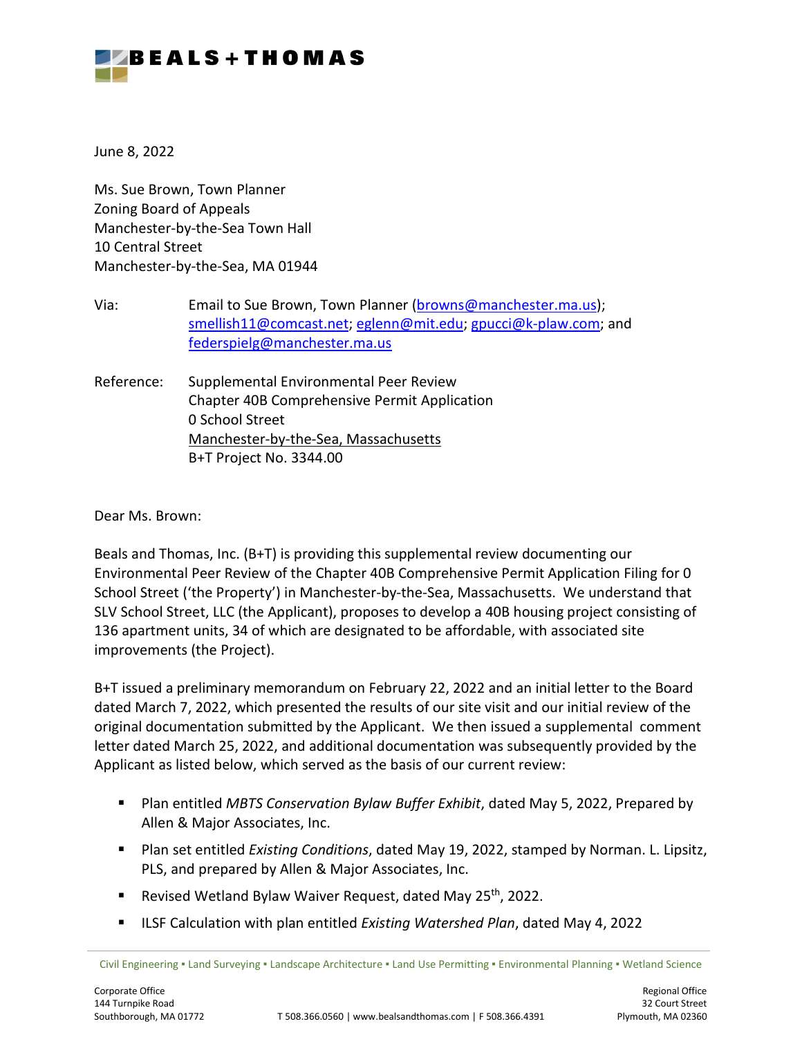**BEALS + THOMAS**

June 8, 2022

Ms. Sue Brown, Town Planner
Zoning Board of Appeals
Manchester-by-the-Sea Town Hall
10 Central Street
Manchester-by-the-Sea, MA 01944

Via: Email to Sue Brown, Town Planner (browns@manchester.ma.us); smellish11@comcast.net; eglenn@mit.edu; gpucci@k-plaw.com; and federspielg@manchester.ma.us

Reference: Supplemental Environmental Peer Review
Chapter 40B Comprehensive Permit Application
0 School Street
Manchester-by-the-Sea, Massachusetts
B+T Project No. 3344.00

Dear Ms. Brown:

Beals and Thomas, Inc. (B+T) is providing this supplemental review documenting our Environmental Peer Review of the Chapter 40B Comprehensive Permit Application Filing for 0 School Street ('the Property') in Manchester-by-the-Sea, Massachusetts. We understand that SLV School Street, LLC (the Applicant), proposes to develop a 40B housing project consisting of 136 apartment units, 34 of which are designated to be affordable, with associated site improvements (the Project).

B+T issued a preliminary memorandum on February 22, 2022 and an initial letter to the Board dated March 7, 2022, which presented the results of our site visit and our initial review of the original documentation submitted by the Applicant. We then issued a supplemental comment letter dated March 25, 2022, and additional documentation was subsequently provided by the Applicant as listed below, which served as the basis of our current review:

- Plan entitled *MBTS Conservation Bylaw Buffer Exhibit*, dated May 5, 2022, Prepared by Allen & Major Associates, Inc.
- Plan set entitled *Existing Conditions*, dated May 19, 2022, stamped by Norman. L. Lipsitz, PLS, and prepared by Allen & Major Associates, Inc.
- Revised Wetland Bylaw Waiver Request, dated May 25th, 2022.
- ILSF Calculation with plan entitled *Existing Watershed Plan*, dated May 4, 2022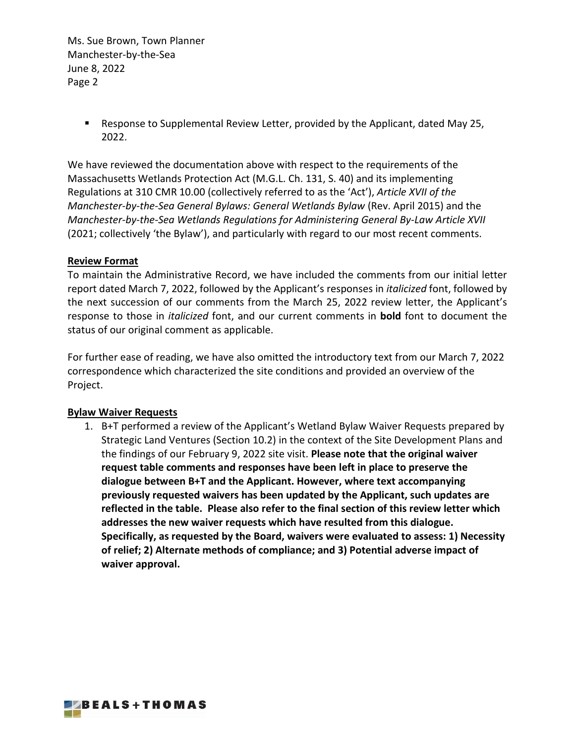- Response to Supplemental Review Letter, provided by the Applicant, dated May 25, 2022.

We have reviewed the documentation above with respect to the requirements of the Massachusetts Wetlands Protection Act (M.G.L. Ch. 131, S. 40) and its implementing Regulations at 310 CMR 10.00 (collectively referred to as the 'Act'), *Article XVII of the Manchester-by-the-Sea General Bylaws: General Wetlands Bylaw* (Rev. April 2015) and the *Manchester-by-the-Sea Wetlands Regulations for Administering General By-Law Article XVII* (2021; collectively 'the Bylaw'), and particularly with regard to our most recent comments.

**Review Format**

To maintain the Administrative Record, we have included the comments from our initial letter report dated March 7, 2022, followed by the Applicant's responses in *italicized* font, followed by the next succession of our comments from the March 25, 2022 review letter, the Applicant's response to those in *italicized* font, and our current comments in **bold** font to document the status of our original comment as applicable.

For further ease of reading, we have also omitted the introductory text from our March 7, 2022 correspondence which characterized the site conditions and provided an overview of the Project.

**Bylaw Waiver Requests**

1. B+T performed a review of the Applicant's Wetland Bylaw Waiver Requests prepared by Strategic Land Ventures (Section 10.2) in the context of the Site Development Plans and the findings of our February 9, 2022 site visit. **Please note that the original waiver request table comments and responses have been left in place to preserve the dialogue between B+T and the Applicant. However, where text accompanying previously requested waivers has been updated by the Applicant, such updates are reflected in the table. Please also refer to the final section of this review letter which addresses the new waiver requests which have resulted from this dialogue. Specifically, as requested by the Board, waivers were evaluated to assess: 1) Necessity of relief; 2) Alternate methods of compliance; and 3) Potential adverse impact of waiver approval.**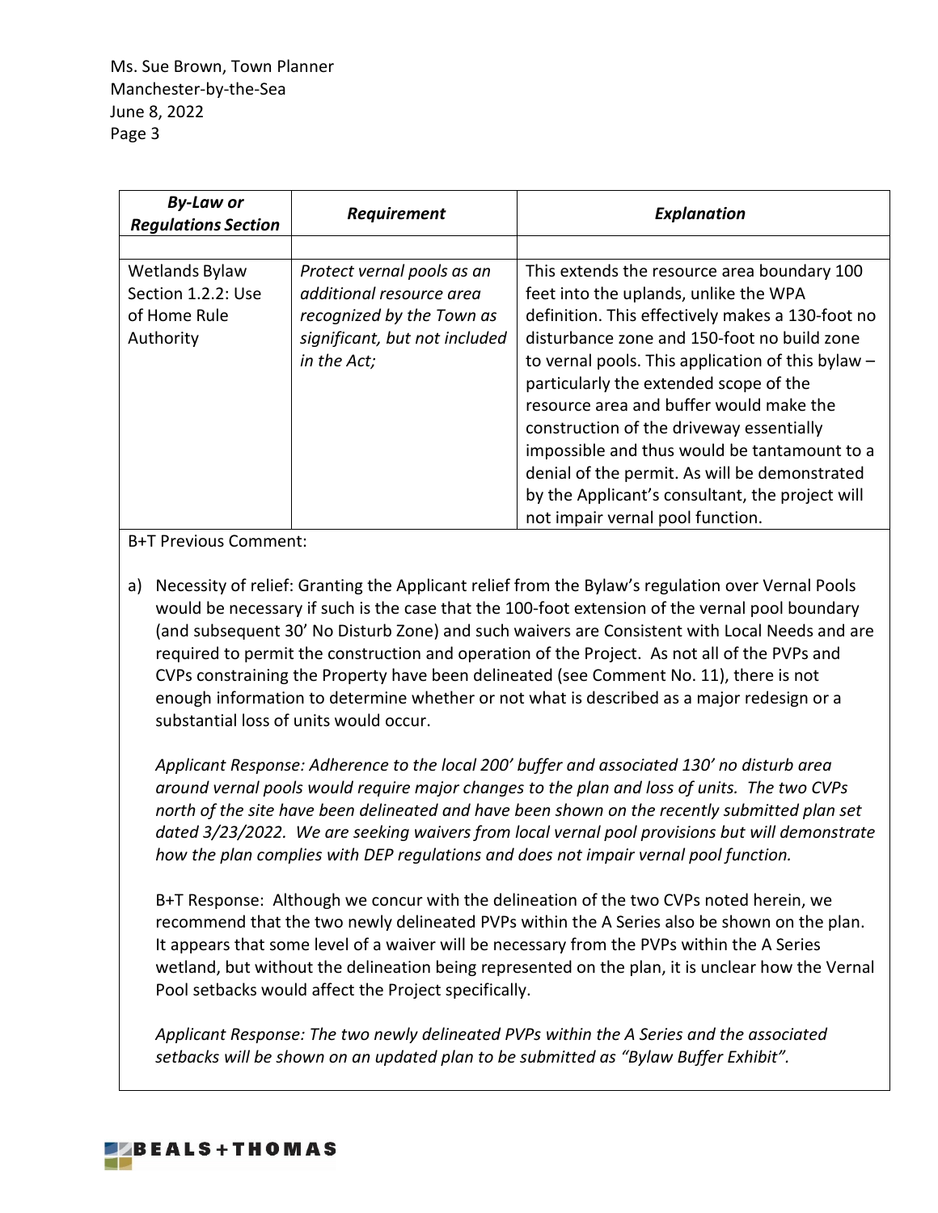| *By-Law or Regulations Section* | *Requirement* | *Explanation* |
|---|---|---|
| | | |
| Wetlands Bylaw Section 1.2.2: Use of Home Rule Authority | *Protect vernal pools as an additional resource area recognized by the Town as significant, but not included in the Act;* | This extends the resource area boundary 100 feet into the uplands, unlike the WPA definition. This effectively makes a 130-foot no disturbance zone and 150-foot no build zone to vernal pools. This application of this bylaw – particularly the extended scope of the resource area and buffer would make the construction of the driveway essentially impossible and thus would be tantamount to a denial of the permit. As will be demonstrated by the Applicant's consultant, the project will not impair vernal pool function. |

B+T Previous Comment:

a) Necessity of relief: Granting the Applicant relief from the Bylaw's regulation over Vernal Pools would be necessary if such is the case that the 100-foot extension of the vernal pool boundary (and subsequent 30' No Disturb Zone) and such waivers are Consistent with Local Needs and are required to permit the construction and operation of the Project. As not all of the PVPs and CVPs constraining the Property have been delineated (see Comment No. 11), there is not enough information to determine whether or not what is described as a major redesign or a substantial loss of units would occur.

   *Applicant Response: Adherence to the local 200' buffer and associated 130' no disturb area around vernal pools would require major changes to the plan and loss of units. The two CVPs north of the site have been delineated and have been shown on the recently submitted plan set dated 3/23/2022. We are seeking waivers from local vernal pool provisions but will demonstrate how the plan complies with DEP regulations and does not impair vernal pool function.*

   B+T Response: Although we concur with the delineation of the two CVPs noted herein, we recommend that the two newly delineated PVPs within the A Series also be shown on the plan. It appears that some level of a waiver will be necessary from the PVPs within the A Series wetland, but without the delineation being represented on the plan, it is unclear how the Vernal Pool setbacks would affect the Project specifically.

   *Applicant Response: The two newly delineated PVPs within the A Series and the associated setbacks will be shown on an updated plan to be submitted as "Bylaw Buffer Exhibit".*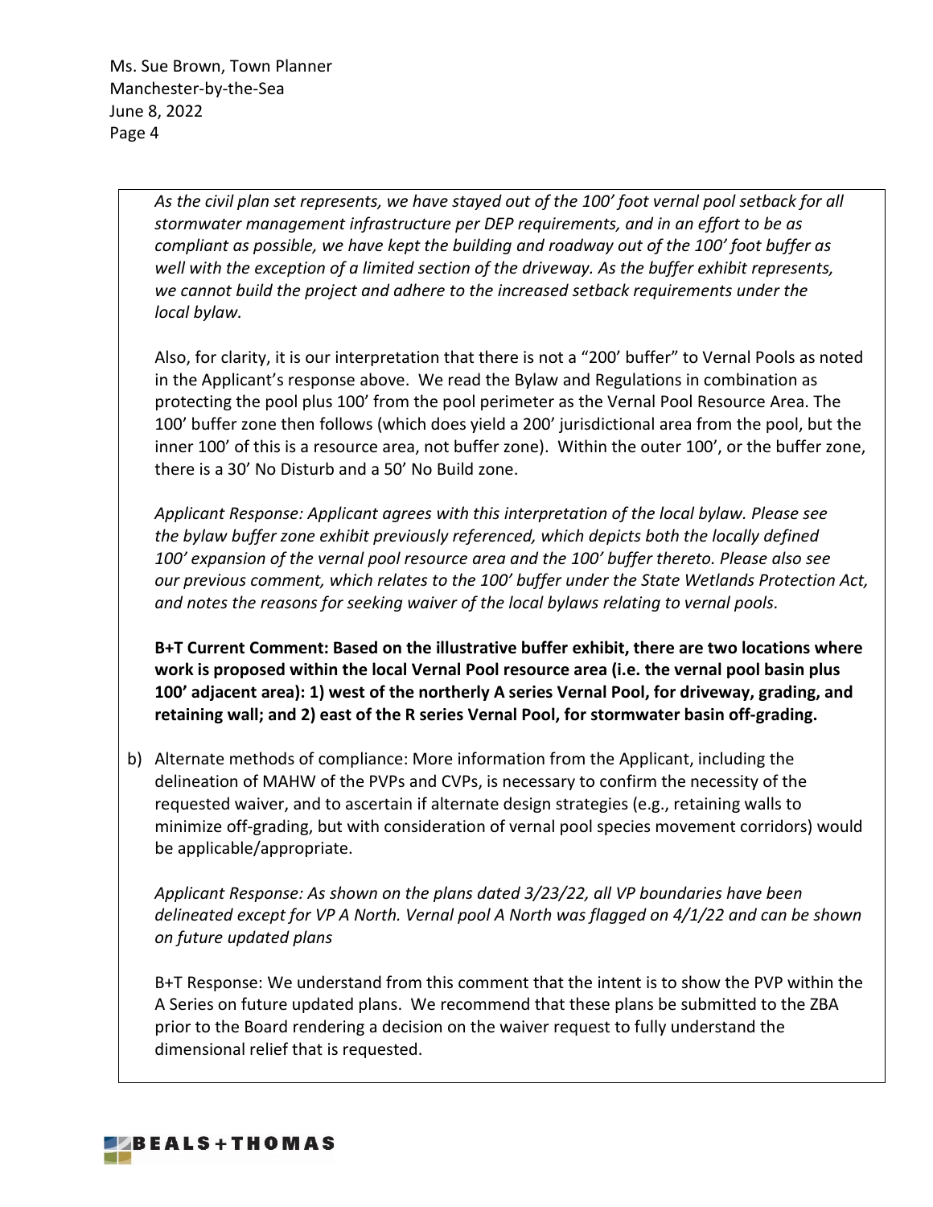*As the civil plan set represents, we have stayed out of the 100' foot vernal pool setback for all stormwater management infrastructure per DEP requirements, and in an effort to be as compliant as possible, we have kept the building and roadway out of the 100' foot buffer as well with the exception of a limited section of the driveway. As the buffer exhibit represents, we cannot build the project and adhere to the increased setback requirements under the local bylaw.*

Also, for clarity, it is our interpretation that there is not a "200' buffer" to Vernal Pools as noted in the Applicant's response above. We read the Bylaw and Regulations in combination as protecting the pool plus 100' from the pool perimeter as the Vernal Pool Resource Area. The 100' buffer zone then follows (which does yield a 200' jurisdictional area from the pool, but the inner 100' of this is a resource area, not buffer zone). Within the outer 100', or the buffer zone, there is a 30' No Disturb and a 50' No Build zone.

*Applicant Response: Applicant agrees with this interpretation of the local bylaw. Please see the bylaw buffer zone exhibit previously referenced, which depicts both the locally defined 100' expansion of the vernal pool resource area and the 100' buffer thereto. Please also see our previous comment, which relates to the 100' buffer under the State Wetlands Protection Act, and notes the reasons for seeking waiver of the local bylaws relating to vernal pools.*

**B+T Current Comment: Based on the illustrative buffer exhibit, there are two locations where work is proposed within the local Vernal Pool resource area (i.e. the vernal pool basin plus 100' adjacent area): 1) west of the northerly A series Vernal Pool, for driveway, grading, and retaining wall; and 2) east of the R series Vernal Pool, for stormwater basin off-grading.**

b) Alternate methods of compliance: More information from the Applicant, including the delineation of MAHW of the PVPs and CVPs, is necessary to confirm the necessity of the requested waiver, and to ascertain if alternate design strategies (e.g., retaining walls to minimize off-grading, but with consideration of vernal pool species movement corridors) would be applicable/appropriate.

*Applicant Response: As shown on the plans dated 3/23/22, all VP boundaries have been delineated except for VP A North. Vernal pool A North was flagged on 4/1/22 and can be shown on future updated plans*

B+T Response: We understand from this comment that the intent is to show the PVP within the A Series on future updated plans. We recommend that these plans be submitted to the ZBA prior to the Board rendering a decision on the waiver request to fully understand the dimensional relief that is requested.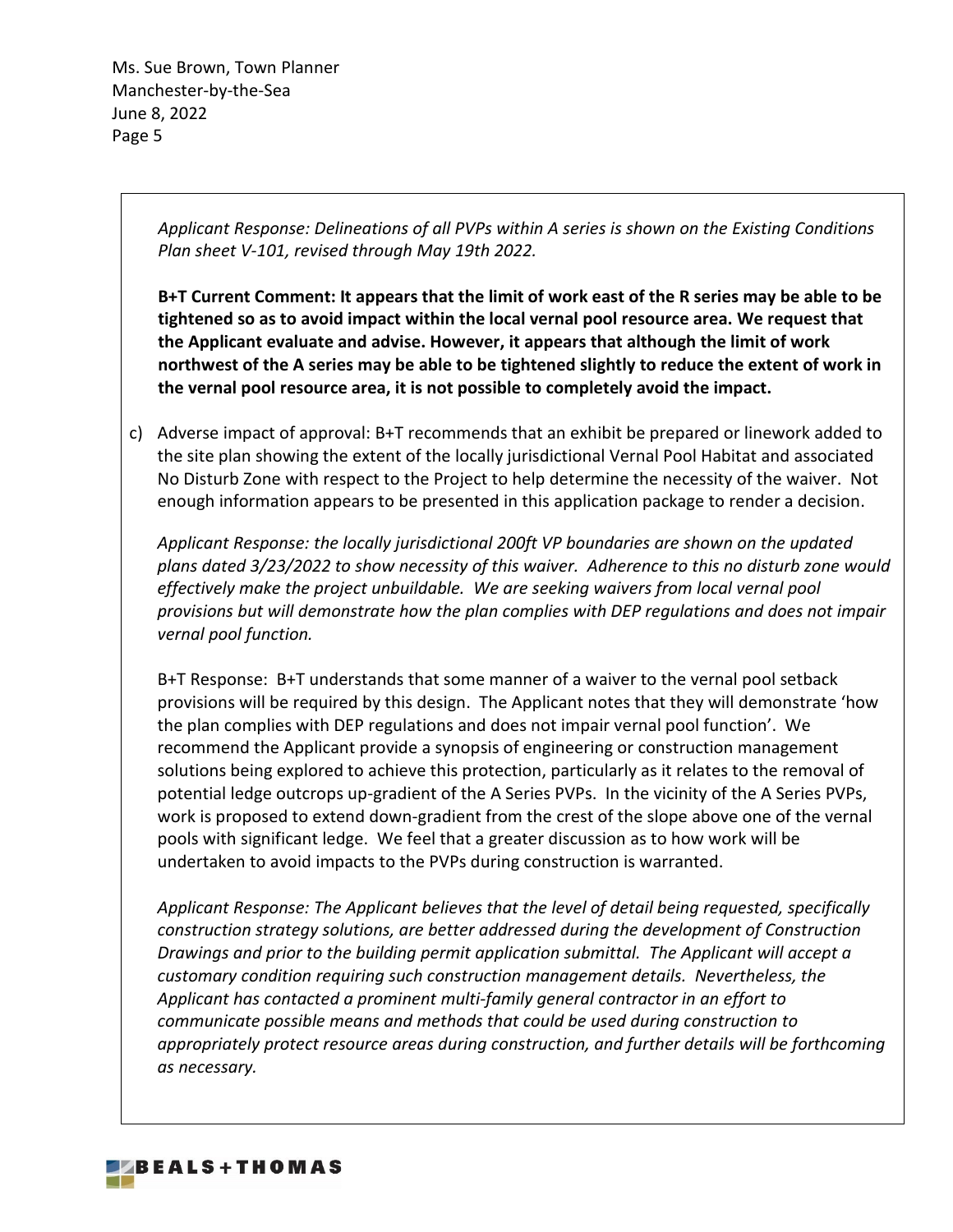*Applicant Response: Delineations of all PVPs within A series is shown on the Existing Conditions Plan sheet V-101, revised through May 19th 2022.*

**B+T Current Comment: It appears that the limit of work east of the R series may be able to be tightened so as to avoid impact within the local vernal pool resource area. We request that the Applicant evaluate and advise. However, it appears that although the limit of work northwest of the A series may be able to be tightened slightly to reduce the extent of work in the vernal pool resource area, it is not possible to completely avoid the impact.**

c) Adverse impact of approval: B+T recommends that an exhibit be prepared or linework added to the site plan showing the extent of the locally jurisdictional Vernal Pool Habitat and associated No Disturb Zone with respect to the Project to help determine the necessity of the waiver. Not enough information appears to be presented in this application package to render a decision.

*Applicant Response: the locally jurisdictional 200ft VP boundaries are shown on the updated plans dated 3/23/2022 to show necessity of this waiver. Adherence to this no disturb zone would effectively make the project unbuildable. We are seeking waivers from local vernal pool provisions but will demonstrate how the plan complies with DEP regulations and does not impair vernal pool function.*

B+T Response: B+T understands that some manner of a waiver to the vernal pool setback provisions will be required by this design. The Applicant notes that they will demonstrate 'how the plan complies with DEP regulations and does not impair vernal pool function'. We recommend the Applicant provide a synopsis of engineering or construction management solutions being explored to achieve this protection, particularly as it relates to the removal of potential ledge outcrops up-gradient of the A Series PVPs. In the vicinity of the A Series PVPs, work is proposed to extend down-gradient from the crest of the slope above one of the vernal pools with significant ledge. We feel that a greater discussion as to how work will be undertaken to avoid impacts to the PVPs during construction is warranted.

*Applicant Response: The Applicant believes that the level of detail being requested, specifically construction strategy solutions, are better addressed during the development of Construction Drawings and prior to the building permit application submittal. The Applicant will accept a customary condition requiring such construction management details. Nevertheless, the Applicant has contacted a prominent multi-family general contractor in an effort to communicate possible means and methods that could be used during construction to appropriately protect resource areas during construction, and further details will be forthcoming as necessary.*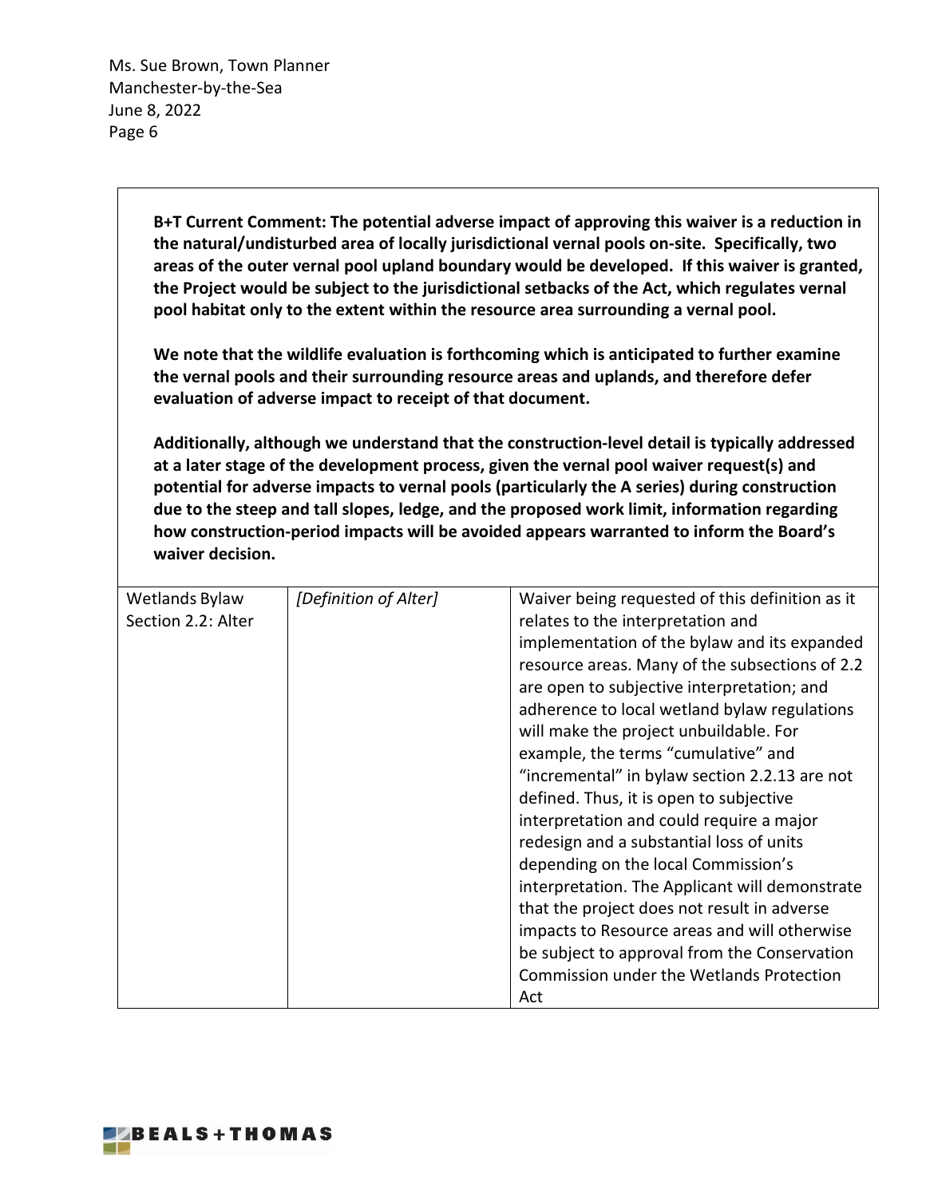**B+T Current Comment: The potential adverse impact of approving this waiver is a reduction in the natural/undisturbed area of locally jurisdictional vernal pools on-site. Specifically, two areas of the outer vernal pool upland boundary would be developed. If this waiver is granted, the Project would be subject to the jurisdictional setbacks of the Act, which regulates vernal pool habitat only to the extent within the resource area surrounding a vernal pool.**

**We note that the wildlife evaluation is forthcoming which is anticipated to further examine the vernal pools and their surrounding resource areas and uplands, and therefore defer evaluation of adverse impact to receipt of that document.**

**Additionally, although we understand that the construction-level detail is typically addressed at a later stage of the development process, given the vernal pool waiver request(s) and potential for adverse impacts to vernal pools (particularly the A series) during construction due to the steep and tall slopes, ledge, and the proposed work limit, information regarding how construction-period impacts will be avoided appears warranted to inform the Board's waiver decision.**

| | | |
|---|---|---|
| Wetlands Bylaw Section 2.2: Alter | *[Definition of Alter]* | Waiver being requested of this definition as it relates to the interpretation and implementation of the bylaw and its expanded resource areas. Many of the subsections of 2.2 are open to subjective interpretation; and adherence to local wetland bylaw regulations will make the project unbuildable. For example, the terms "cumulative" and "incremental" in bylaw section 2.2.13 are not defined. Thus, it is open to subjective interpretation and could require a major redesign and a substantial loss of units depending on the local Commission's interpretation. The Applicant will demonstrate that the project does not result in adverse impacts to Resource areas and will otherwise be subject to approval from the Conservation Commission under the Wetlands Protection Act |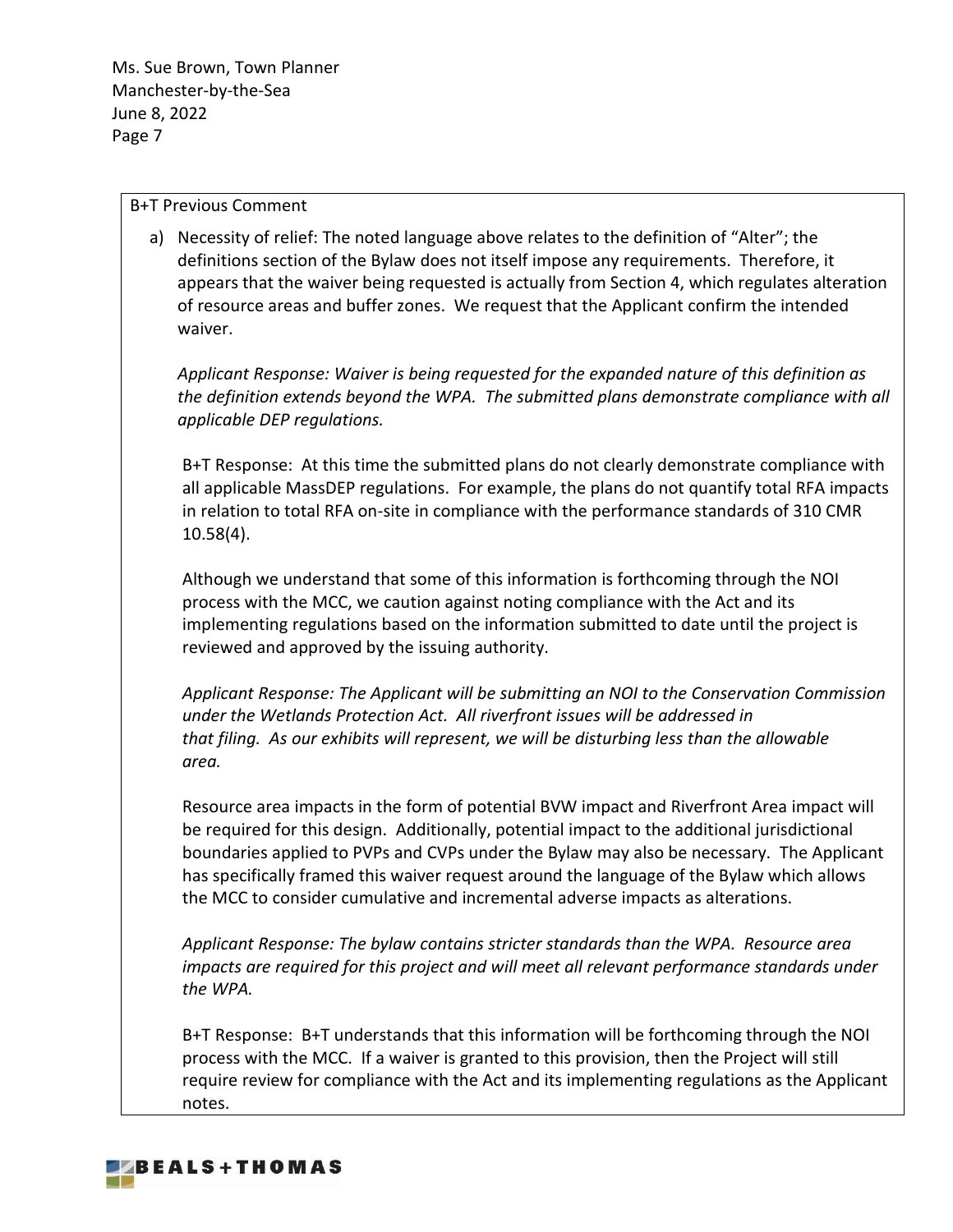B+T Previous Comment

a) Necessity of relief: The noted language above relates to the definition of "Alter"; the definitions section of the Bylaw does not itself impose any requirements. Therefore, it appears that the waiver being requested is actually from Section 4, which regulates alteration of resource areas and buffer zones. We request that the Applicant confirm the intended waiver.

   *Applicant Response: Waiver is being requested for the expanded nature of this definition as the definition extends beyond the WPA. The submitted plans demonstrate compliance with all applicable DEP regulations.*

   B+T Response: At this time the submitted plans do not clearly demonstrate compliance with all applicable MassDEP regulations. For example, the plans do not quantify total RFA impacts in relation to total RFA on-site in compliance with the performance standards of 310 CMR 10.58(4).

   Although we understand that some of this information is forthcoming through the NOI process with the MCC, we caution against noting compliance with the Act and its implementing regulations based on the information submitted to date until the project is reviewed and approved by the issuing authority.

   *Applicant Response: The Applicant will be submitting an NOI to the Conservation Commission under the Wetlands Protection Act. All riverfront issues will be addressed in that filing. As our exhibits will represent, we will be disturbing less than the allowable area.*

   Resource area impacts in the form of potential BVW impact and Riverfront Area impact will be required for this design. Additionally, potential impact to the additional jurisdictional boundaries applied to PVPs and CVPs under the Bylaw may also be necessary. The Applicant has specifically framed this waiver request around the language of the Bylaw which allows the MCC to consider cumulative and incremental adverse impacts as alterations.

   *Applicant Response: The bylaw contains stricter standards than the WPA. Resource area impacts are required for this project and will meet all relevant performance standards under the WPA.*

   B+T Response: B+T understands that this information will be forthcoming through the NOI process with the MCC. If a waiver is granted to this provision, then the Project will still require review for compliance with the Act and its implementing regulations as the Applicant notes.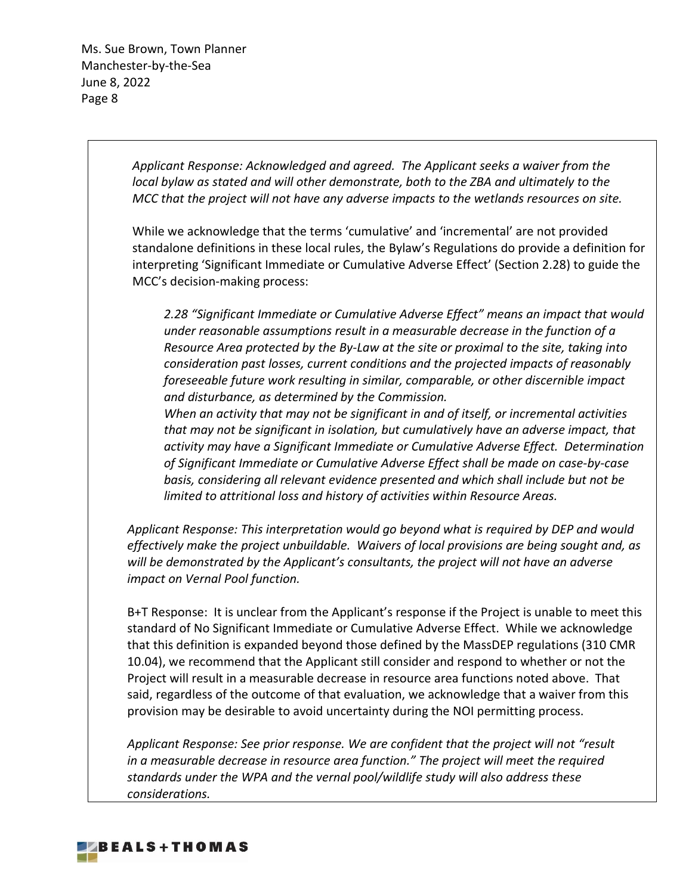*Applicant Response: Acknowledged and agreed. The Applicant seeks a waiver from the local bylaw as stated and will other demonstrate, both to the ZBA and ultimately to the MCC that the project will not have any adverse impacts to the wetlands resources on site.*

While we acknowledge that the terms 'cumulative' and 'incremental' are not provided standalone definitions in these local rules, the Bylaw's Regulations do provide a definition for interpreting 'Significant Immediate or Cumulative Adverse Effect' (Section 2.28) to guide the MCC's decision-making process:

> *2.28 "Significant Immediate or Cumulative Adverse Effect" means an impact that would under reasonable assumptions result in a measurable decrease in the function of a Resource Area protected by the By-Law at the site or proximal to the site, taking into consideration past losses, current conditions and the projected impacts of reasonably foreseeable future work resulting in similar, comparable, or other discernible impact and disturbance, as determined by the Commission.*
>
> *When an activity that may not be significant in and of itself, or incremental activities that may not be significant in isolation, but cumulatively have an adverse impact, that activity may have a Significant Immediate or Cumulative Adverse Effect. Determination of Significant Immediate or Cumulative Adverse Effect shall be made on case-by-case basis, considering all relevant evidence presented and which shall include but not be limited to attritional loss and history of activities within Resource Areas.*

*Applicant Response: This interpretation would go beyond what is required by DEP and would effectively make the project unbuildable. Waivers of local provisions are being sought and, as will be demonstrated by the Applicant's consultants, the project will not have an adverse impact on Vernal Pool function.*

B+T Response: It is unclear from the Applicant's response if the Project is unable to meet this standard of No Significant Immediate or Cumulative Adverse Effect. While we acknowledge that this definition is expanded beyond those defined by the MassDEP regulations (310 CMR 10.04), we recommend that the Applicant still consider and respond to whether or not the Project will result in a measurable decrease in resource area functions noted above. That said, regardless of the outcome of that evaluation, we acknowledge that a waiver from this provision may be desirable to avoid uncertainty during the NOI permitting process.

*Applicant Response: See prior response. We are confident that the project will not "result in a measurable decrease in resource area function." The project will meet the required standards under the WPA and the vernal pool/wildlife study will also address these considerations.*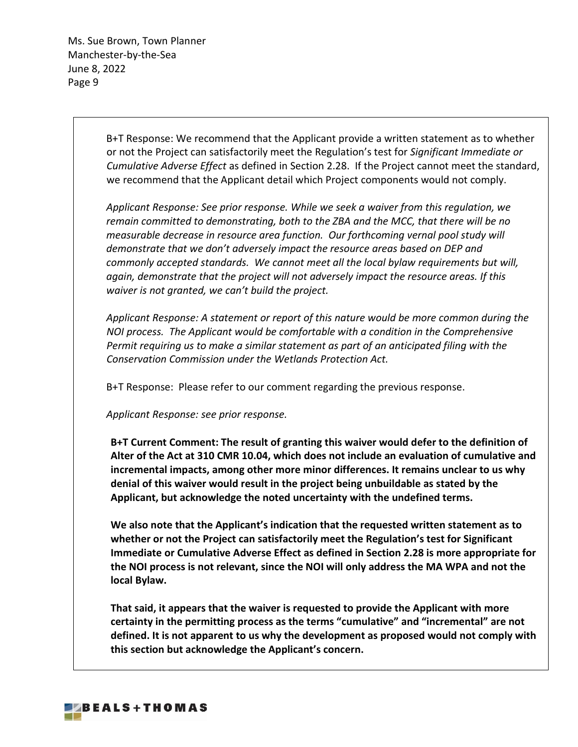B+T Response: We recommend that the Applicant provide a written statement as to whether or not the Project can satisfactorily meet the Regulation's test for *Significant Immediate or Cumulative Adverse Effect* as defined in Section 2.28. If the Project cannot meet the standard, we recommend that the Applicant detail which Project components would not comply.

*Applicant Response: See prior response. While we seek a waiver from this regulation, we remain committed to demonstrating, both to the ZBA and the MCC, that there will be no measurable decrease in resource area function. Our forthcoming vernal pool study will demonstrate that we don't adversely impact the resource areas based on DEP and commonly accepted standards. We cannot meet all the local bylaw requirements but will, again, demonstrate that the project will not adversely impact the resource areas. If this waiver is not granted, we can't build the project.*

*Applicant Response: A statement or report of this nature would be more common during the NOI process. The Applicant would be comfortable with a condition in the Comprehensive Permit requiring us to make a similar statement as part of an anticipated filing with the Conservation Commission under the Wetlands Protection Act.*

B+T Response: Please refer to our comment regarding the previous response.

*Applicant Response: see prior response.*

**B+T Current Comment: The result of granting this waiver would defer to the definition of Alter of the Act at 310 CMR 10.04, which does not include an evaluation of cumulative and incremental impacts, among other more minor differences. It remains unclear to us why denial of this waiver would result in the project being unbuildable as stated by the Applicant, but acknowledge the noted uncertainty with the undefined terms.**

**We also note that the Applicant's indication that the requested written statement as to whether or not the Project can satisfactorily meet the Regulation's test for Significant Immediate or Cumulative Adverse Effect as defined in Section 2.28 is more appropriate for the NOI process is not relevant, since the NOI will only address the MA WPA and not the local Bylaw.**

**That said, it appears that the waiver is requested to provide the Applicant with more certainty in the permitting process as the terms "cumulative" and "incremental" are not defined. It is not apparent to us why the development as proposed would not comply with this section but acknowledge the Applicant's concern.**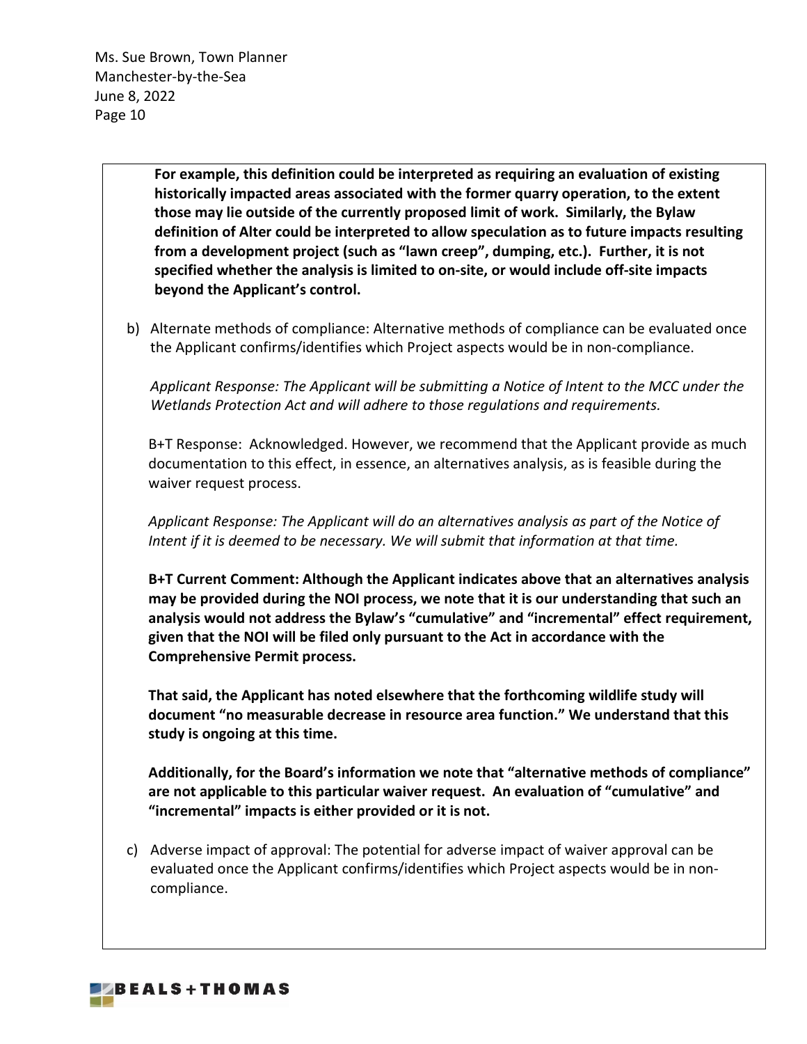**For example, this definition could be interpreted as requiring an evaluation of existing historically impacted areas associated with the former quarry operation, to the extent those may lie outside of the currently proposed limit of work. Similarly, the Bylaw definition of Alter could be interpreted to allow speculation as to future impacts resulting from a development project (such as "lawn creep", dumping, etc.). Further, it is not specified whether the analysis is limited to on-site, or would include off-site impacts beyond the Applicant's control.**

b) Alternate methods of compliance: Alternative methods of compliance can be evaluated once the Applicant confirms/identifies which Project aspects would be in non-compliance.

*Applicant Response: The Applicant will be submitting a Notice of Intent to the MCC under the Wetlands Protection Act and will adhere to those regulations and requirements.*

B+T Response: Acknowledged. However, we recommend that the Applicant provide as much documentation to this effect, in essence, an alternatives analysis, as is feasible during the waiver request process.

*Applicant Response: The Applicant will do an alternatives analysis as part of the Notice of Intent if it is deemed to be necessary. We will submit that information at that time.*

**B+T Current Comment: Although the Applicant indicates above that an alternatives analysis may be provided during the NOI process, we note that it is our understanding that such an analysis would not address the Bylaw's "cumulative" and "incremental" effect requirement, given that the NOI will be filed only pursuant to the Act in accordance with the Comprehensive Permit process.**

**That said, the Applicant has noted elsewhere that the forthcoming wildlife study will document "no measurable decrease in resource area function." We understand that this study is ongoing at this time.**

**Additionally, for the Board's information we note that "alternative methods of compliance" are not applicable to this particular waiver request. An evaluation of "cumulative" and "incremental" impacts is either provided or it is not.**

c) Adverse impact of approval: The potential for adverse impact of waiver approval can be evaluated once the Applicant confirms/identifies which Project aspects would be in non-compliance.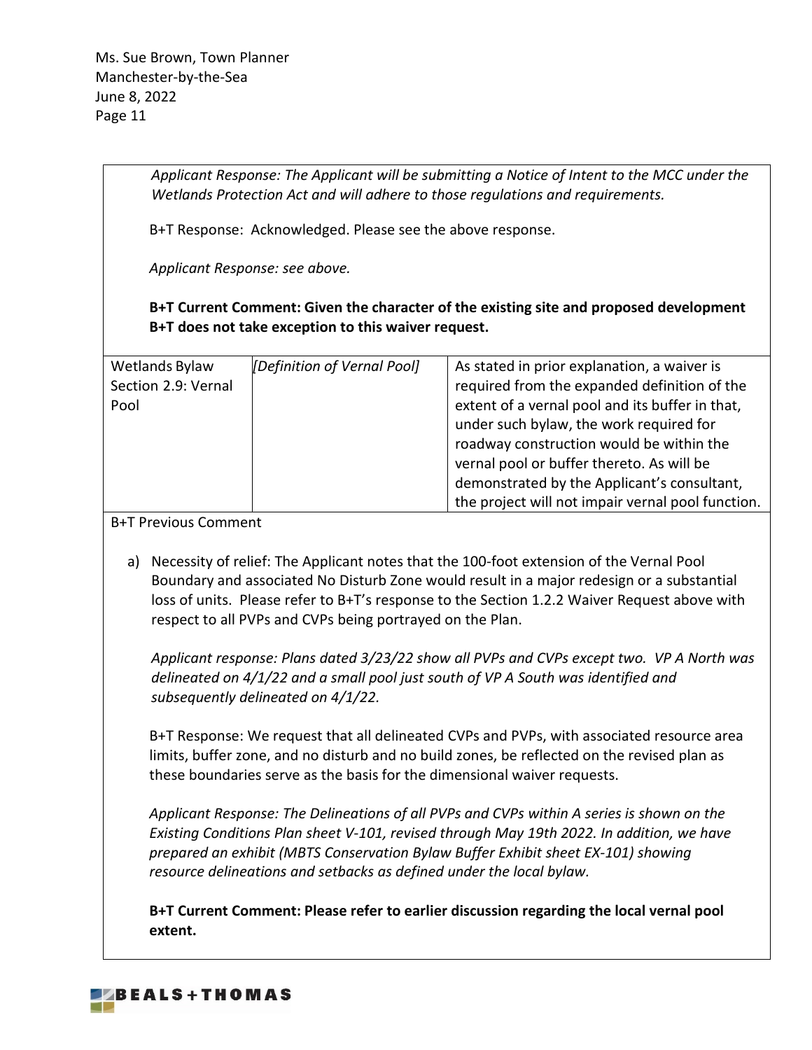*Applicant Response: The Applicant will be submitting a Notice of Intent to the MCC under the Wetlands Protection Act and will adhere to those regulations and requirements.*

B+T Response: Acknowledged. Please see the above response.

*Applicant Response: see above.*

**B+T Current Comment: Given the character of the existing site and proposed development B+T does not take exception to this waiver request.**

| | | |
|---|---|---|
| Wetlands Bylaw Section 2.9: Vernal Pool | *[Definition of Vernal Pool]* | As stated in prior explanation, a waiver is required from the expanded definition of the extent of a vernal pool and its buffer in that, under such bylaw, the work required for roadway construction would be within the vernal pool or buffer thereto. As will be demonstrated by the Applicant's consultant, the project will not impair vernal pool function. |

B+T Previous Comment

a) Necessity of relief: The Applicant notes that the 100-foot extension of the Vernal Pool Boundary and associated No Disturb Zone would result in a major redesign or a substantial loss of units. Please refer to B+T's response to the Section 1.2.2 Waiver Request above with respect to all PVPs and CVPs being portrayed on the Plan.

*Applicant response: Plans dated 3/23/22 show all PVPs and CVPs except two. VP A North was delineated on 4/1/22 and a small pool just south of VP A South was identified and subsequently delineated on 4/1/22.*

B+T Response: We request that all delineated CVPs and PVPs, with associated resource area limits, buffer zone, and no disturb and no build zones, be reflected on the revised plan as these boundaries serve as the basis for the dimensional waiver requests.

*Applicant Response: The Delineations of all PVPs and CVPs within A series is shown on the Existing Conditions Plan sheet V-101, revised through May 19th 2022. In addition, we have prepared an exhibit (MBTS Conservation Bylaw Buffer Exhibit sheet EX-101) showing resource delineations and setbacks as defined under the local bylaw.*

**B+T Current Comment: Please refer to earlier discussion regarding the local vernal pool extent.**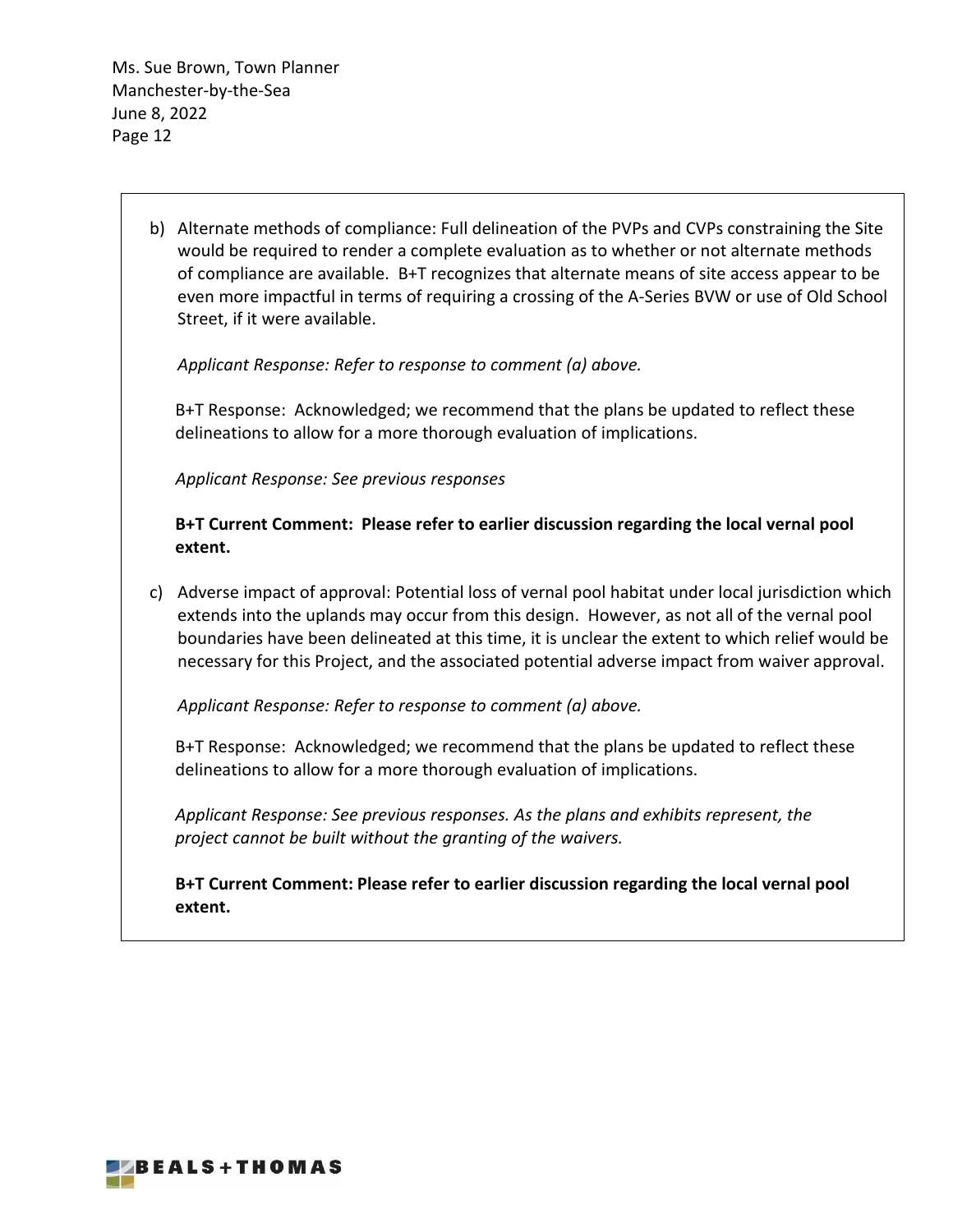b) Alternate methods of compliance: Full delineation of the PVPs and CVPs constraining the Site would be required to render a complete evaluation as to whether or not alternate methods of compliance are available. B+T recognizes that alternate means of site access appear to be even more impactful in terms of requiring a crossing of the A-Series BVW or use of Old School Street, if it were available.

   *Applicant Response: Refer to response to comment (a) above.*

   B+T Response: Acknowledged; we recommend that the plans be updated to reflect these delineations to allow for a more thorough evaluation of implications.

   *Applicant Response: See previous responses*

   **B+T Current Comment: Please refer to earlier discussion regarding the local vernal pool extent.**

c) Adverse impact of approval: Potential loss of vernal pool habitat under local jurisdiction which extends into the uplands may occur from this design. However, as not all of the vernal pool boundaries have been delineated at this time, it is unclear the extent to which relief would be necessary for this Project, and the associated potential adverse impact from waiver approval.

   *Applicant Response: Refer to response to comment (a) above.*

   B+T Response: Acknowledged; we recommend that the plans be updated to reflect these delineations to allow for a more thorough evaluation of implications.

   *Applicant Response: See previous responses. As the plans and exhibits represent, the project cannot be built without the granting of the waivers.*

   **B+T Current Comment: Please refer to earlier discussion regarding the local vernal pool extent.**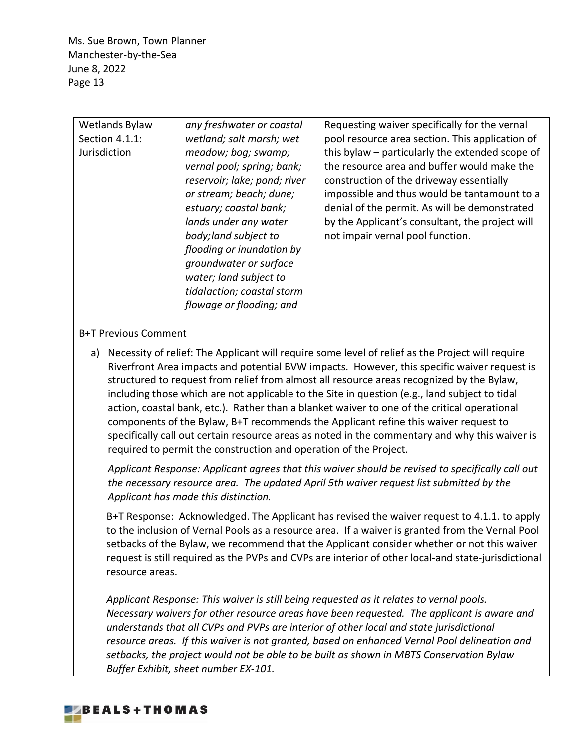| Wetlands Bylaw Section 4.1.1: Jurisdiction | *any freshwater or coastal wetland; salt marsh; wet meadow; bog; swamp; vernal pool; spring; bank; reservoir; lake; pond; river or stream; beach; dune; estuary; coastal bank; lands under any water body;land subject to flooding or inundation by groundwater or surface water; land subject to tidalaction; coastal storm flowage or flooding; and* | Requesting waiver specifically for the vernal pool resource area section. This application of this bylaw – particularly the extended scope of the resource area and buffer would make the construction of the driveway essentially impossible and thus would be tantamount to a denial of the permit. As will be demonstrated by the Applicant's consultant, the project will not impair vernal pool function. |
|---|---|---|

B+T Previous Comment

a) Necessity of relief: The Applicant will require some level of relief as the Project will require Riverfront Area impacts and potential BVW impacts. However, this specific waiver request is structured to request from relief from almost all resource areas recognized by the Bylaw, including those which are not applicable to the Site in question (e.g., land subject to tidal action, coastal bank, etc.). Rather than a blanket waiver to one of the critical operational components of the Bylaw, B+T recommends the Applicant refine this waiver request to specifically call out certain resource areas as noted in the commentary and why this waiver is required to permit the construction and operation of the Project.

   *Applicant Response: Applicant agrees that this waiver should be revised to specifically call out the necessary resource area. The updated April 5th waiver request list submitted by the Applicant has made this distinction.*

   B+T Response: Acknowledged. The Applicant has revised the waiver request to 4.1.1. to apply to the inclusion of Vernal Pools as a resource area. If a waiver is granted from the Vernal Pool setbacks of the Bylaw, we recommend that the Applicant consider whether or not this waiver request is still required as the PVPs and CVPs are interior of other local-and state-jurisdictional resource areas.

   *Applicant Response: This waiver is still being requested as it relates to vernal pools. Necessary waivers for other resource areas have been requested. The applicant is aware and understands that all CVPs and PVPs are interior of other local and state jurisdictional resource areas. If this waiver is not granted, based on enhanced Vernal Pool delineation and setbacks, the project would not be able to be built as shown in MBTS Conservation Bylaw Buffer Exhibit, sheet number EX-101.*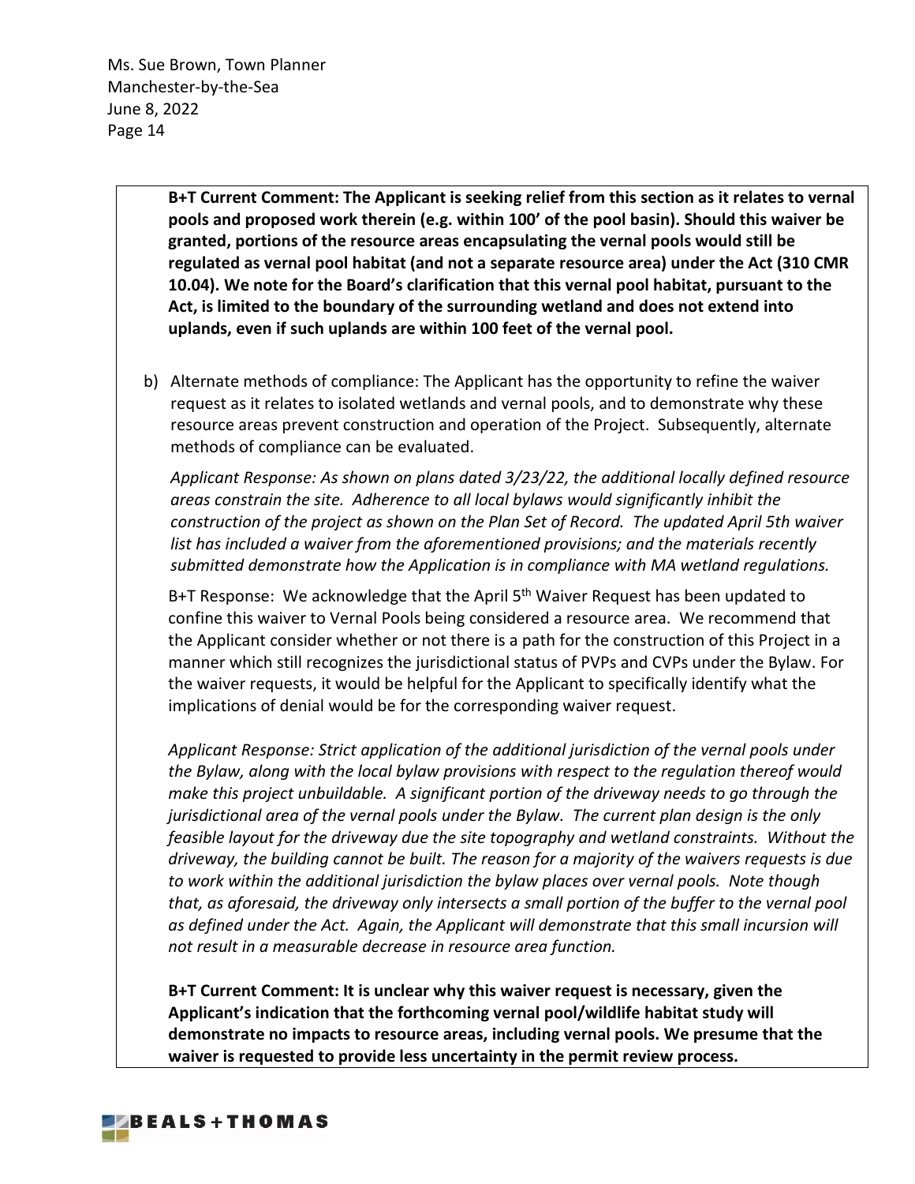**B+T Current Comment: The Applicant is seeking relief from this section as it relates to vernal pools and proposed work therein (e.g. within 100' of the pool basin). Should this waiver be granted, portions of the resource areas encapsulating the vernal pools would still be regulated as vernal pool habitat (and not a separate resource area) under the Act (310 CMR 10.04). We note for the Board's clarification that this vernal pool habitat, pursuant to the Act, is limited to the boundary of the surrounding wetland and does not extend into uplands, even if such uplands are within 100 feet of the vernal pool.**

b) Alternate methods of compliance: The Applicant has the opportunity to refine the waiver request as it relates to isolated wetlands and vernal pools, and to demonstrate why these resource areas prevent construction and operation of the Project. Subsequently, alternate methods of compliance can be evaluated.

*Applicant Response: As shown on plans dated 3/23/22, the additional locally defined resource areas constrain the site. Adherence to all local bylaws would significantly inhibit the construction of the project as shown on the Plan Set of Record. The updated April 5th waiver list has included a waiver from the aforementioned provisions; and the materials recently submitted demonstrate how the Application is in compliance with MA wetland regulations.*

B+T Response: We acknowledge that the April 5th Waiver Request has been updated to confine this waiver to Vernal Pools being considered a resource area. We recommend that the Applicant consider whether or not there is a path for the construction of this Project in a manner which still recognizes the jurisdictional status of PVPs and CVPs under the Bylaw. For the waiver requests, it would be helpful for the Applicant to specifically identify what the implications of denial would be for the corresponding waiver request.

*Applicant Response: Strict application of the additional jurisdiction of the vernal pools under the Bylaw, along with the local bylaw provisions with respect to the regulation thereof would make this project unbuildable. A significant portion of the driveway needs to go through the jurisdictional area of the vernal pools under the Bylaw. The current plan design is the only feasible layout for the driveway due the site topography and wetland constraints. Without the driveway, the building cannot be built. The reason for a majority of the waivers requests is due to work within the additional jurisdiction the bylaw places over vernal pools. Note though that, as aforesaid, the driveway only intersects a small portion of the buffer to the vernal pool as defined under the Act. Again, the Applicant will demonstrate that this small incursion will not result in a measurable decrease in resource area function.*

**B+T Current Comment: It is unclear why this waiver request is necessary, given the Applicant's indication that the forthcoming vernal pool/wildlife habitat study will demonstrate no impacts to resource areas, including vernal pools. We presume that the waiver is requested to provide less uncertainty in the permit review process.**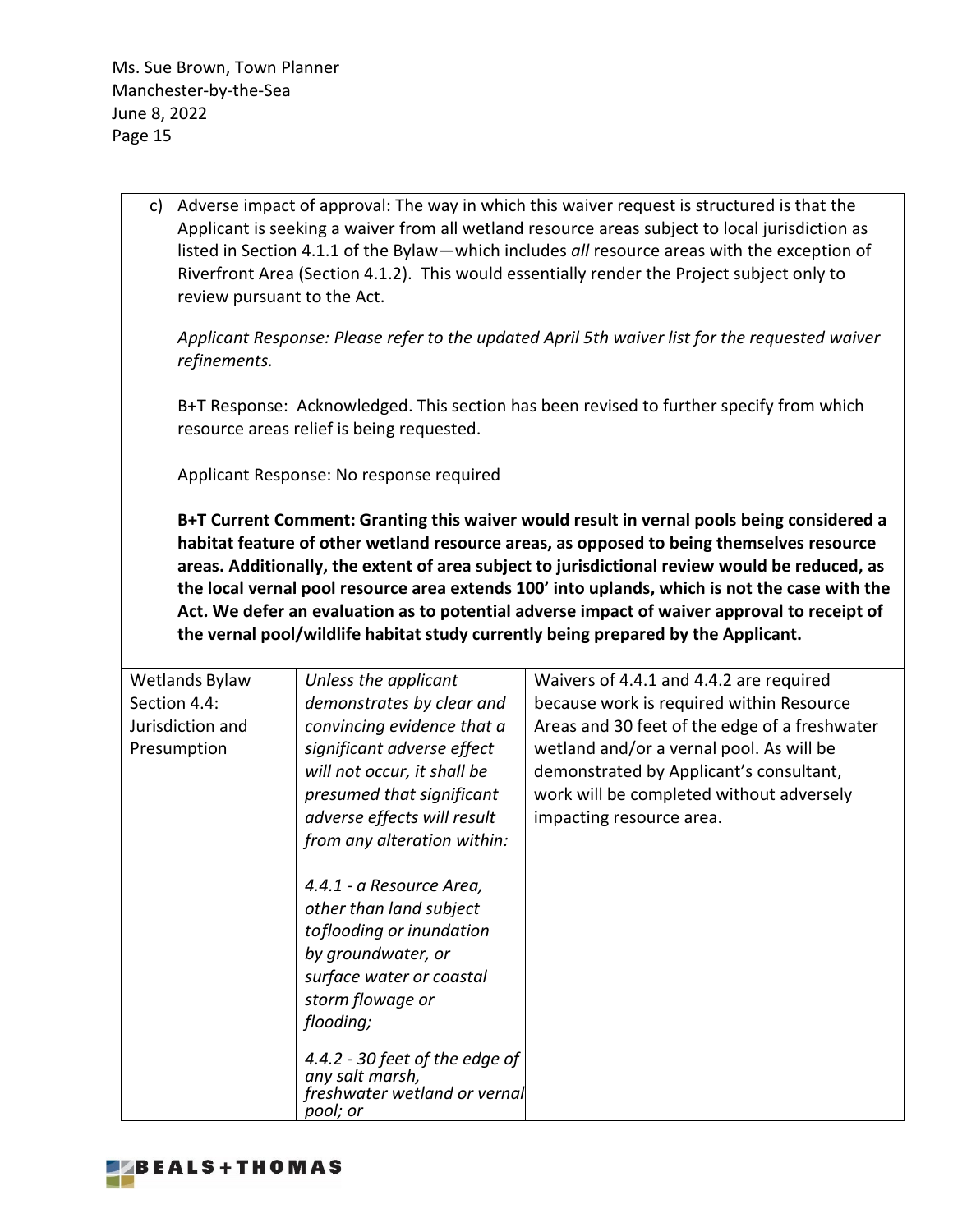c) Adverse impact of approval: The way in which this waiver request is structured is that the Applicant is seeking a waiver from all wetland resource areas subject to local jurisdiction as listed in Section 4.1.1 of the Bylaw—which includes *all* resource areas with the exception of Riverfront Area (Section 4.1.2). This would essentially render the Project subject only to review pursuant to the Act.

*Applicant Response: Please refer to the updated April 5th waiver list for the requested waiver refinements.*

B+T Response: Acknowledged. This section has been revised to further specify from which resource areas relief is being requested.

Applicant Response: No response required

**B+T Current Comment: Granting this waiver would result in vernal pools being considered a habitat feature of other wetland resource areas, as opposed to being themselves resource areas. Additionally, the extent of area subject to jurisdictional review would be reduced, as the local vernal pool resource area extends 100' into uplands, which is not the case with the Act. We defer an evaluation as to potential adverse impact of waiver approval to receipt of the vernal pool/wildlife habitat study currently being prepared by the Applicant.**

| | | |
|---|---|---|
| Wetlands Bylaw Section 4.4: Jurisdiction and Presumption | *Unless the applicant demonstrates by clear and convincing evidence that a significant adverse effect will not occur, it shall be presumed that significant adverse effects will result from any alteration within:*<br><br>*4.4.1 - a Resource Area, other than land subject toflooding or inundation by groundwater, or surface water or coastal storm flowage or flooding;*<br><br>*4.4.2 - 30 feet of the edge of any salt marsh, freshwater wetland or vernal pool; or* | Waivers of 4.4.1 and 4.4.2 are required because work is required within Resource Areas and 30 feet of the edge of a freshwater wetland and/or a vernal pool. As will be demonstrated by Applicant's consultant, work will be completed without adversely impacting resource area. |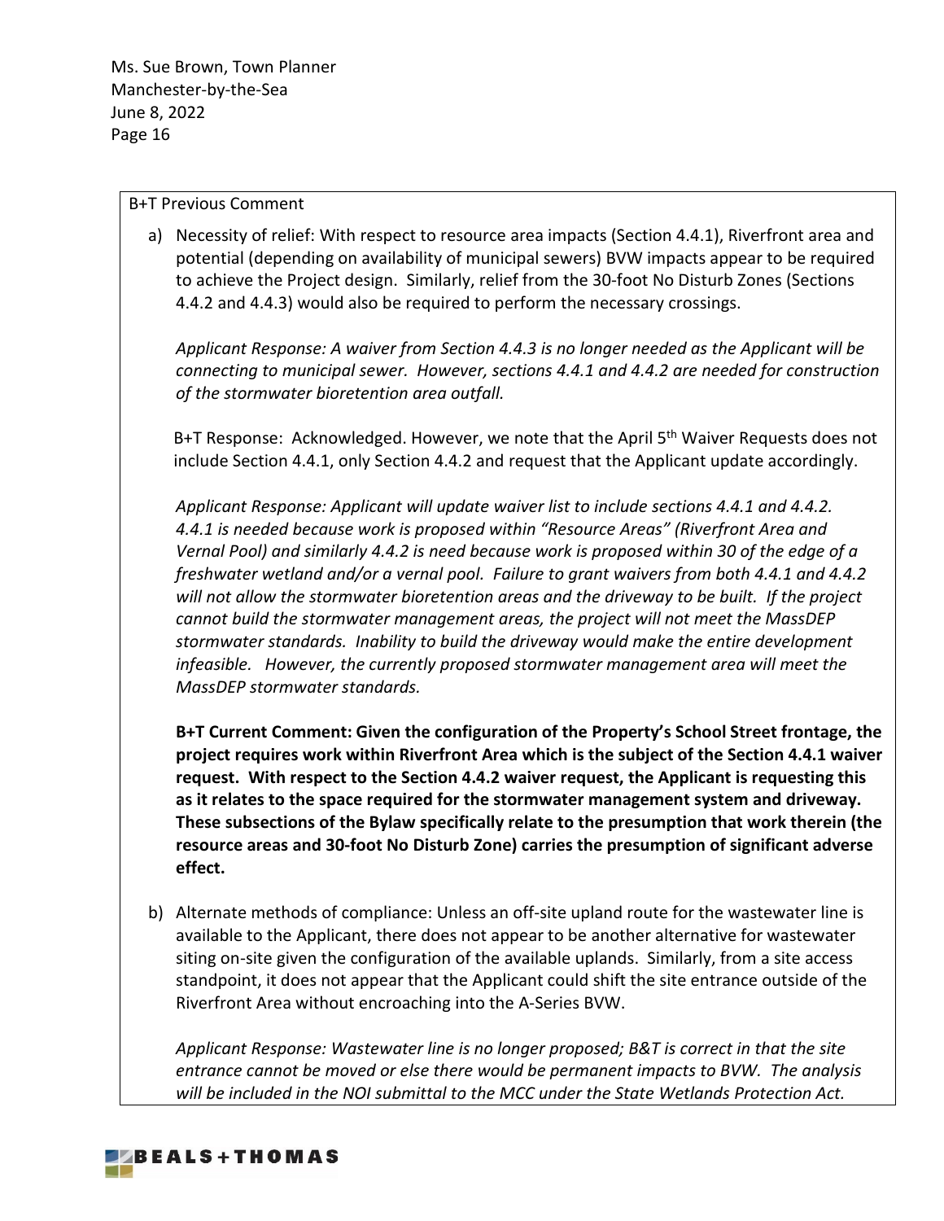B+T Previous Comment

a) Necessity of relief: With respect to resource area impacts (Section 4.4.1), Riverfront area and potential (depending on availability of municipal sewers) BVW impacts appear to be required to achieve the Project design. Similarly, relief from the 30-foot No Disturb Zones (Sections 4.4.2 and 4.4.3) would also be required to perform the necessary crossings.

   *Applicant Response: A waiver from Section 4.4.3 is no longer needed as the Applicant will be connecting to municipal sewer. However, sections 4.4.1 and 4.4.2 are needed for construction of the stormwater bioretention area outfall.*

   B+T Response: Acknowledged. However, we note that the April 5th Waiver Requests does not include Section 4.4.1, only Section 4.4.2 and request that the Applicant update accordingly.

   *Applicant Response: Applicant will update waiver list to include sections 4.4.1 and 4.4.2. 4.4.1 is needed because work is proposed within "Resource Areas" (Riverfront Area and Vernal Pool) and similarly 4.4.2 is need because work is proposed within 30 of the edge of a freshwater wetland and/or a vernal pool. Failure to grant waivers from both 4.4.1 and 4.4.2 will not allow the stormwater bioretention areas and the driveway to be built. If the project cannot build the stormwater management areas, the project will not meet the MassDEP stormwater standards. Inability to build the driveway would make the entire development infeasible. However, the currently proposed stormwater management area will meet the MassDEP stormwater standards.*

   **B+T Current Comment: Given the configuration of the Property's School Street frontage, the project requires work within Riverfront Area which is the subject of the Section 4.4.1 waiver request. With respect to the Section 4.4.2 waiver request, the Applicant is requesting this as it relates to the space required for the stormwater management system and driveway. These subsections of the Bylaw specifically relate to the presumption that work therein (the resource areas and 30-foot No Disturb Zone) carries the presumption of significant adverse effect.**

b) Alternate methods of compliance: Unless an off-site upland route for the wastewater line is available to the Applicant, there does not appear to be another alternative for wastewater siting on-site given the configuration of the available uplands. Similarly, from a site access standpoint, it does not appear that the Applicant could shift the site entrance outside of the Riverfront Area without encroaching into the A-Series BVW.

   *Applicant Response: Wastewater line is no longer proposed; B&T is correct in that the site entrance cannot be moved or else there would be permanent impacts to BVW. The analysis will be included in the NOI submittal to the MCC under the State Wetlands Protection Act.*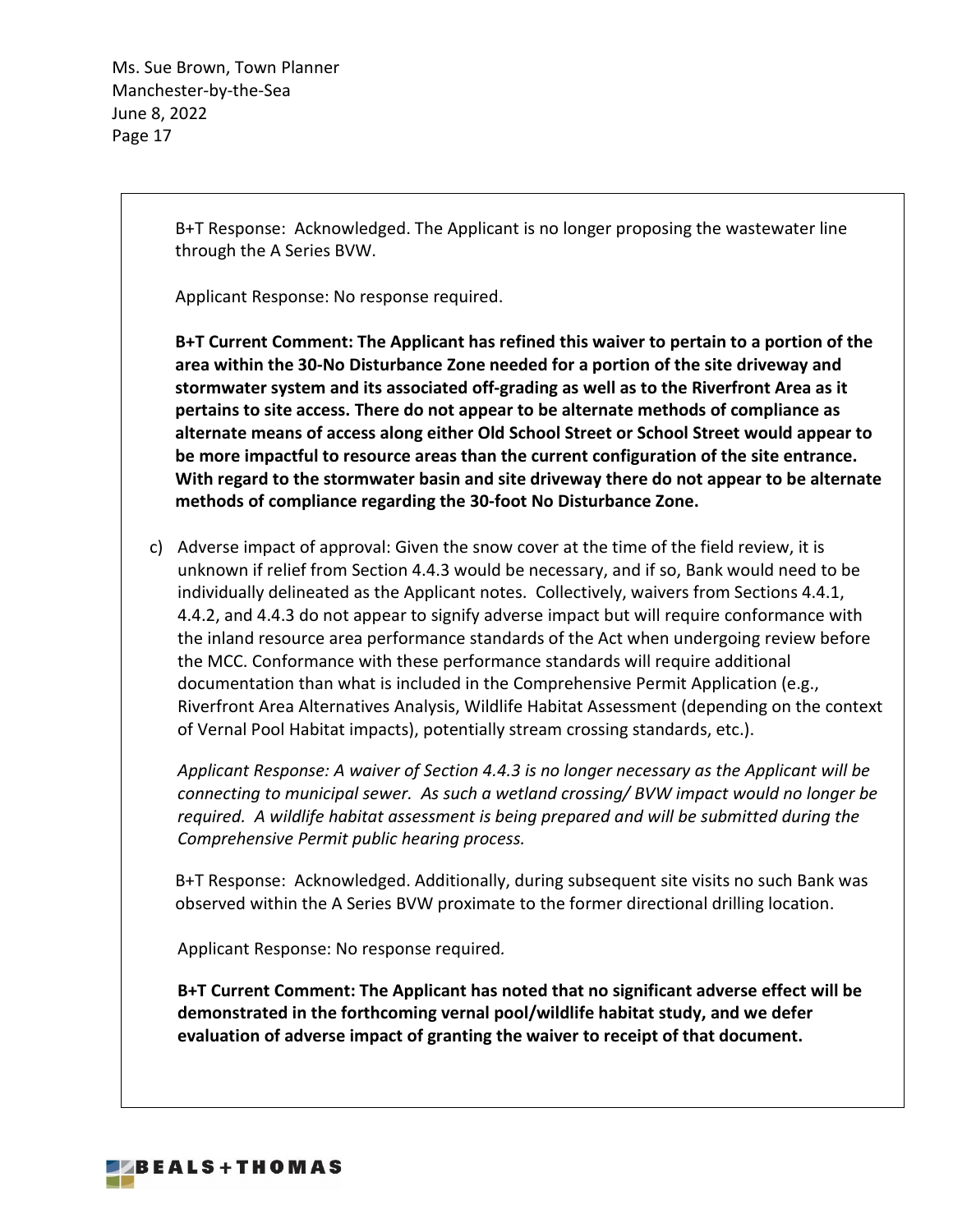B+T Response: Acknowledged. The Applicant is no longer proposing the wastewater line through the A Series BVW.

Applicant Response: No response required.

**B+T Current Comment: The Applicant has refined this waiver to pertain to a portion of the area within the 30-No Disturbance Zone needed for a portion of the site driveway and stormwater system and its associated off-grading as well as to the Riverfront Area as it pertains to site access. There do not appear to be alternate methods of compliance as alternate means of access along either Old School Street or School Street would appear to be more impactful to resource areas than the current configuration of the site entrance. With regard to the stormwater basin and site driveway there do not appear to be alternate methods of compliance regarding the 30-foot No Disturbance Zone.**

c) Adverse impact of approval: Given the snow cover at the time of the field review, it is unknown if relief from Section 4.4.3 would be necessary, and if so, Bank would need to be individually delineated as the Applicant notes. Collectively, waivers from Sections 4.4.1, 4.4.2, and 4.4.3 do not appear to signify adverse impact but will require conformance with the inland resource area performance standards of the Act when undergoing review before the MCC. Conformance with these performance standards will require additional documentation than what is included in the Comprehensive Permit Application (e.g., Riverfront Area Alternatives Analysis, Wildlife Habitat Assessment (depending on the context of Vernal Pool Habitat impacts), potentially stream crossing standards, etc.).

*Applicant Response: A waiver of Section 4.4.3 is no longer necessary as the Applicant will be connecting to municipal sewer. As such a wetland crossing/ BVW impact would no longer be required. A wildlife habitat assessment is being prepared and will be submitted during the Comprehensive Permit public hearing process.*

B+T Response: Acknowledged. Additionally, during subsequent site visits no such Bank was observed within the A Series BVW proximate to the former directional drilling location.

Applicant Response: No response required.

**B+T Current Comment: The Applicant has noted that no significant adverse effect will be demonstrated in the forthcoming vernal pool/wildlife habitat study, and we defer evaluation of adverse impact of granting the waiver to receipt of that document.**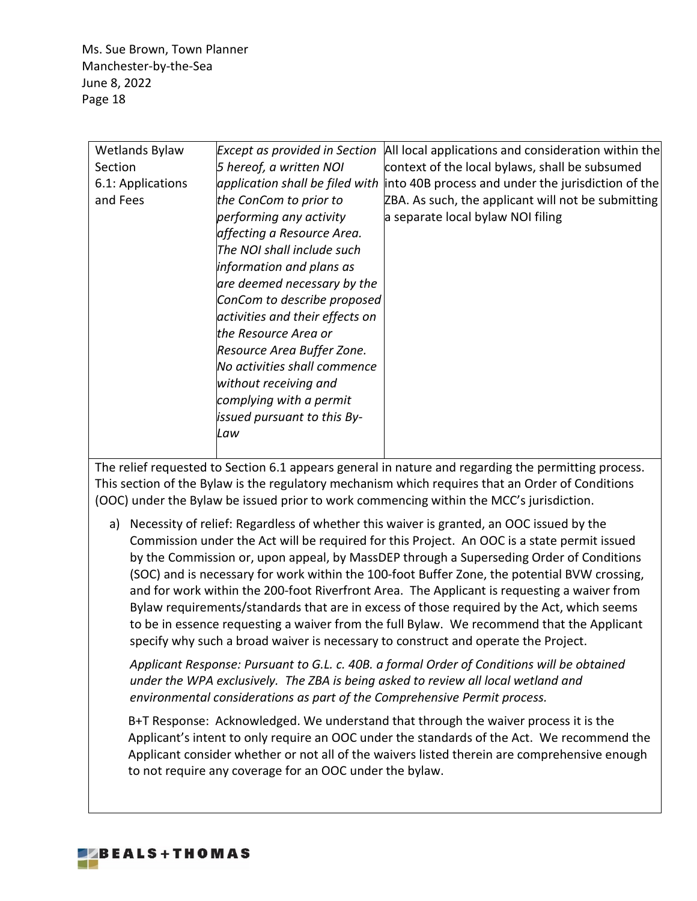| Wetlands Bylaw Section 6.1: Applications and Fees | *Except as provided in Section 5 hereof, a written NOI application shall be filed with the ConCom to prior to performing any activity affecting a Resource Area. The NOI shall include such information and plans as are deemed necessary by the ConCom to describe proposed activities and their effects on the Resource Area or Resource Area Buffer Zone. No activities shall commence without receiving and complying with a permit issued pursuant to this By-Law* | All local applications and consideration within the context of the local bylaws, shall be subsumed into 40B process and under the jurisdiction of the ZBA. As such, the applicant will not be submitting a separate local bylaw NOI filing |
|---|---|---|

The relief requested to Section 6.1 appears general in nature and regarding the permitting process. This section of the Bylaw is the regulatory mechanism which requires that an Order of Conditions (OOC) under the Bylaw be issued prior to work commencing within the MCC's jurisdiction.

a) Necessity of relief: Regardless of whether this waiver is granted, an OOC issued by the Commission under the Act will be required for this Project. An OOC is a state permit issued by the Commission or, upon appeal, by MassDEP through a Superseding Order of Conditions (SOC) and is necessary for work within the 100-foot Buffer Zone, the potential BVW crossing, and for work within the 200-foot Riverfront Area. The Applicant is requesting a waiver from Bylaw requirements/standards that are in excess of those required by the Act, which seems to be in essence requesting a waiver from the full Bylaw. We recommend that the Applicant specify why such a broad waiver is necessary to construct and operate the Project.

   *Applicant Response: Pursuant to G.L. c. 40B. a formal Order of Conditions will be obtained under the WPA exclusively. The ZBA is being asked to review all local wetland and environmental considerations as part of the Comprehensive Permit process.*

   B+T Response: Acknowledged. We understand that through the waiver process it is the Applicant's intent to only require an OOC under the standards of the Act. We recommend the Applicant consider whether or not all of the waivers listed therein are comprehensive enough to not require any coverage for an OOC under the bylaw.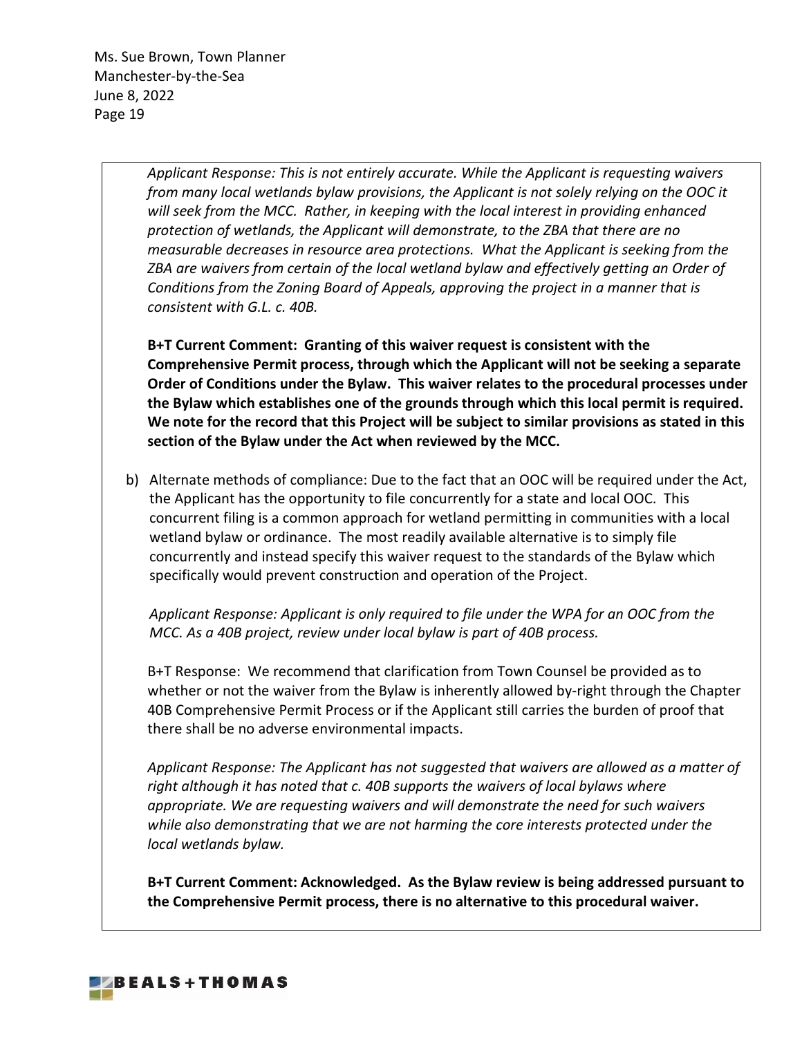*Applicant Response: This is not entirely accurate. While the Applicant is requesting waivers from many local wetlands bylaw provisions, the Applicant is not solely relying on the OOC it will seek from the MCC. Rather, in keeping with the local interest in providing enhanced protection of wetlands, the Applicant will demonstrate, to the ZBA that there are no measurable decreases in resource area protections. What the Applicant is seeking from the ZBA are waivers from certain of the local wetland bylaw and effectively getting an Order of Conditions from the Zoning Board of Appeals, approving the project in a manner that is consistent with G.L. c. 40B.*

**B+T Current Comment: Granting of this waiver request is consistent with the Comprehensive Permit process, through which the Applicant will not be seeking a separate Order of Conditions under the Bylaw. This waiver relates to the procedural processes under the Bylaw which establishes one of the grounds through which this local permit is required. We note for the record that this Project will be subject to similar provisions as stated in this section of the Bylaw under the Act when reviewed by the MCC.**

b) Alternate methods of compliance: Due to the fact that an OOC will be required under the Act, the Applicant has the opportunity to file concurrently for a state and local OOC. This concurrent filing is a common approach for wetland permitting in communities with a local wetland bylaw or ordinance. The most readily available alternative is to simply file concurrently and instead specify this waiver request to the standards of the Bylaw which specifically would prevent construction and operation of the Project.

   *Applicant Response: Applicant is only required to file under the WPA for an OOC from the MCC. As a 40B project, review under local bylaw is part of 40B process.*

   B+T Response: We recommend that clarification from Town Counsel be provided as to whether or not the waiver from the Bylaw is inherently allowed by-right through the Chapter 40B Comprehensive Permit Process or if the Applicant still carries the burden of proof that there shall be no adverse environmental impacts.

   *Applicant Response: The Applicant has not suggested that waivers are allowed as a matter of right although it has noted that c. 40B supports the waivers of local bylaws where appropriate. We are requesting waivers and will demonstrate the need for such waivers while also demonstrating that we are not harming the core interests protected under the local wetlands bylaw.*

   **B+T Current Comment: Acknowledged. As the Bylaw review is being addressed pursuant to the Comprehensive Permit process, there is no alternative to this procedural waiver.**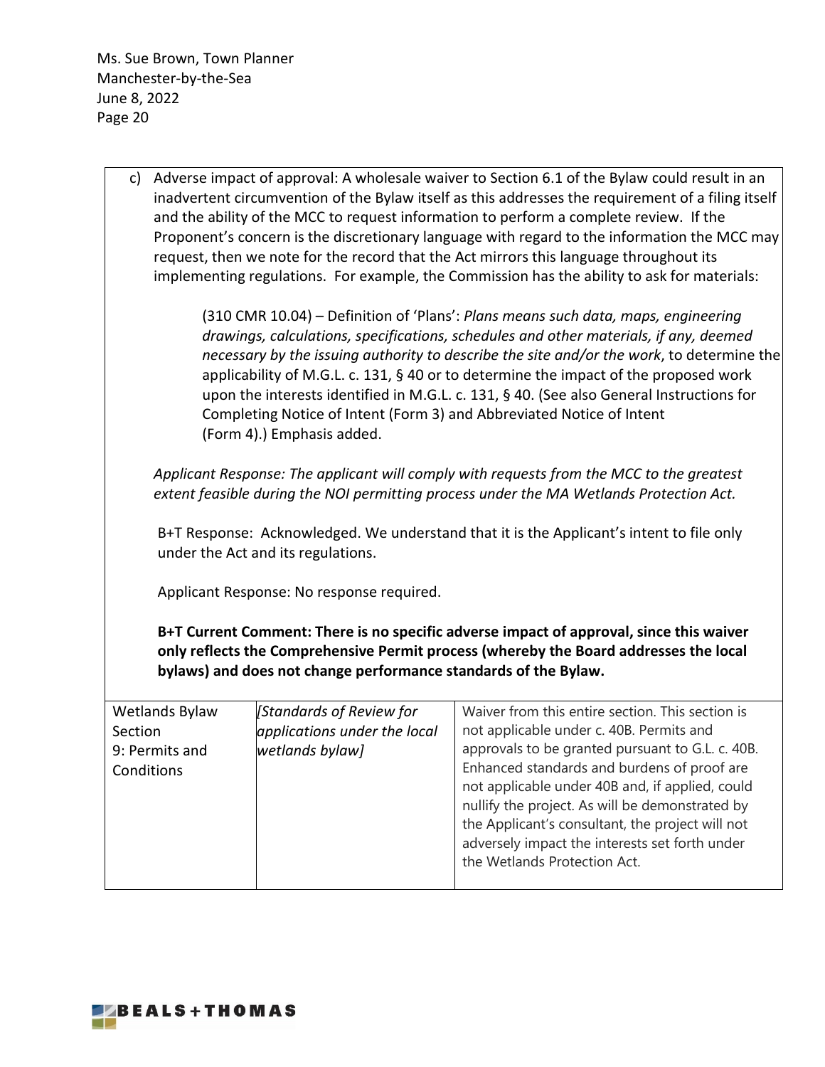c) Adverse impact of approval: A wholesale waiver to Section 6.1 of the Bylaw could result in an inadvertent circumvention of the Bylaw itself as this addresses the requirement of a filing itself and the ability of the MCC to request information to perform a complete review. If the Proponent's concern is the discretionary language with regard to the information the MCC may request, then we note for the record that the Act mirrors this language throughout its implementing regulations. For example, the Commission has the ability to ask for materials:

> (310 CMR 10.04) – Definition of 'Plans': *Plans means such data, maps, engineering drawings, calculations, specifications, schedules and other materials, if any, deemed necessary by the issuing authority to describe the site and/or the work*, to determine the applicability of M.G.L. c. 131, § 40 or to determine the impact of the proposed work upon the interests identified in M.G.L. c. 131, § 40. (See also General Instructions for Completing Notice of Intent (Form 3) and Abbreviated Notice of Intent (Form 4).) Emphasis added.

*Applicant Response: The applicant will comply with requests from the MCC to the greatest extent feasible during the NOI permitting process under the MA Wetlands Protection Act.*

B+T Response: Acknowledged. We understand that it is the Applicant's intent to file only under the Act and its regulations.

Applicant Response: No response required.

**B+T Current Comment: There is no specific adverse impact of approval, since this waiver only reflects the Comprehensive Permit process (whereby the Board addresses the local bylaws) and does not change performance standards of the Bylaw.**

| Wetlands Bylaw Section 9: Permits and Conditions | *[Standards of Review for applications under the local wetlands bylaw]* | Waiver from this entire section. This section is not applicable under c. 40B. Permits and approvals to be granted pursuant to G.L. c. 40B. Enhanced standards and burdens of proof are not applicable under 40B and, if applied, could nullify the project. As will be demonstrated by the Applicant's consultant, the project will not adversely impact the interests set forth under the Wetlands Protection Act. |
|---|---|---|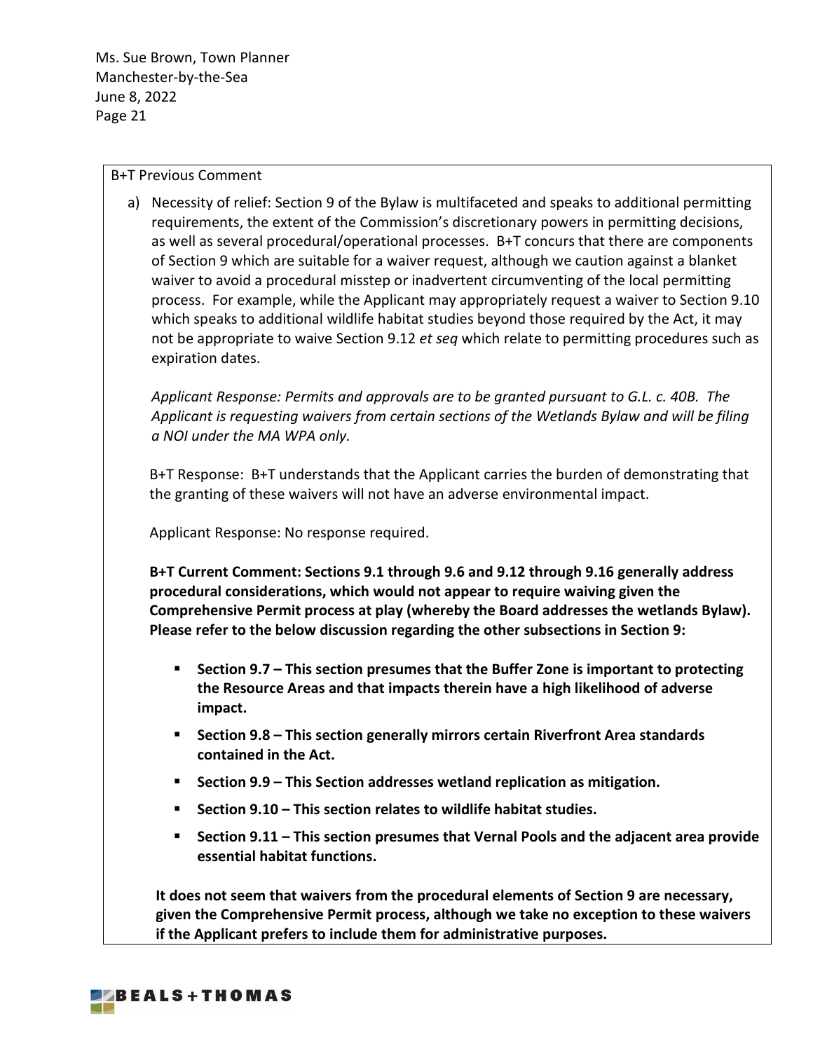B+T Previous Comment

a) Necessity of relief: Section 9 of the Bylaw is multifaceted and speaks to additional permitting requirements, the extent of the Commission's discretionary powers in permitting decisions, as well as several procedural/operational processes. B+T concurs that there are components of Section 9 which are suitable for a waiver request, although we caution against a blanket waiver to avoid a procedural misstep or inadvertent circumventing of the local permitting process. For example, while the Applicant may appropriately request a waiver to Section 9.10 which speaks to additional wildlife habitat studies beyond those required by the Act, it may not be appropriate to waive Section 9.12 *et seq* which relate to permitting procedures such as expiration dates.

   *Applicant Response: Permits and approvals are to be granted pursuant to G.L. c. 40B. The Applicant is requesting waivers from certain sections of the Wetlands Bylaw and will be filing a NOI under the MA WPA only.*

   B+T Response: B+T understands that the Applicant carries the burden of demonstrating that the granting of these waivers will not have an adverse environmental impact.

   Applicant Response: No response required.

   **B+T Current Comment: Sections 9.1 through 9.6 and 9.12 through 9.16 generally address procedural considerations, which would not appear to require waiving given the Comprehensive Permit process at play (whereby the Board addresses the wetlands Bylaw). Please refer to the below discussion regarding the other subsections in Section 9:**

   - **Section 9.7 – This section presumes that the Buffer Zone is important to protecting the Resource Areas and that impacts therein have a high likelihood of adverse impact.**
   - **Section 9.8 – This section generally mirrors certain Riverfront Area standards contained in the Act.**
   - **Section 9.9 – This Section addresses wetland replication as mitigation.**
   - **Section 9.10 – This section relates to wildlife habitat studies.**
   - **Section 9.11 – This section presumes that Vernal Pools and the adjacent area provide essential habitat functions.**

   **It does not seem that waivers from the procedural elements of Section 9 are necessary, given the Comprehensive Permit process, although we take no exception to these waivers if the Applicant prefers to include them for administrative purposes.**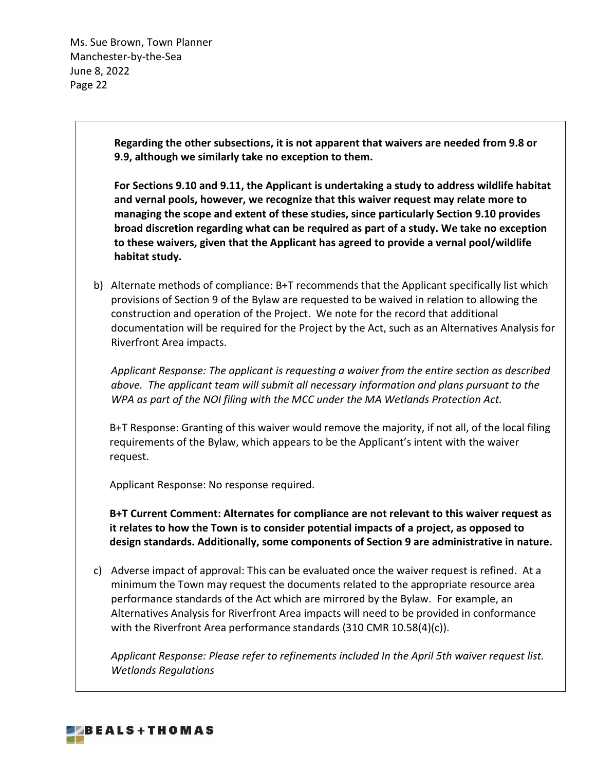**Regarding the other subsections, it is not apparent that waivers are needed from 9.8 or 9.9, although we similarly take no exception to them.**

**For Sections 9.10 and 9.11, the Applicant is undertaking a study to address wildlife habitat and vernal pools, however, we recognize that this waiver request may relate more to managing the scope and extent of these studies, since particularly Section 9.10 provides broad discretion regarding what can be required as part of a study. We take no exception to these waivers, given that the Applicant has agreed to provide a vernal pool/wildlife habitat study.**

b) Alternate methods of compliance: B+T recommends that the Applicant specifically list which provisions of Section 9 of the Bylaw are requested to be waived in relation to allowing the construction and operation of the Project. We note for the record that additional documentation will be required for the Project by the Act, such as an Alternatives Analysis for Riverfront Area impacts.

   *Applicant Response: The applicant is requesting a waiver from the entire section as described above. The applicant team will submit all necessary information and plans pursuant to the WPA as part of the NOI filing with the MCC under the MA Wetlands Protection Act.*

   B+T Response: Granting of this waiver would remove the majority, if not all, of the local filing requirements of the Bylaw, which appears to be the Applicant's intent with the waiver request.

   Applicant Response: No response required.

   **B+T Current Comment: Alternates for compliance are not relevant to this waiver request as it relates to how the Town is to consider potential impacts of a project, as opposed to design standards. Additionally, some components of Section 9 are administrative in nature.**

c) Adverse impact of approval: This can be evaluated once the waiver request is refined. At a minimum the Town may request the documents related to the appropriate resource area performance standards of the Act which are mirrored by the Bylaw. For example, an Alternatives Analysis for Riverfront Area impacts will need to be provided in conformance with the Riverfront Area performance standards (310 CMR 10.58(4)(c)).

   *Applicant Response: Please refer to refinements included In the April 5th waiver request list. Wetlands Regulations*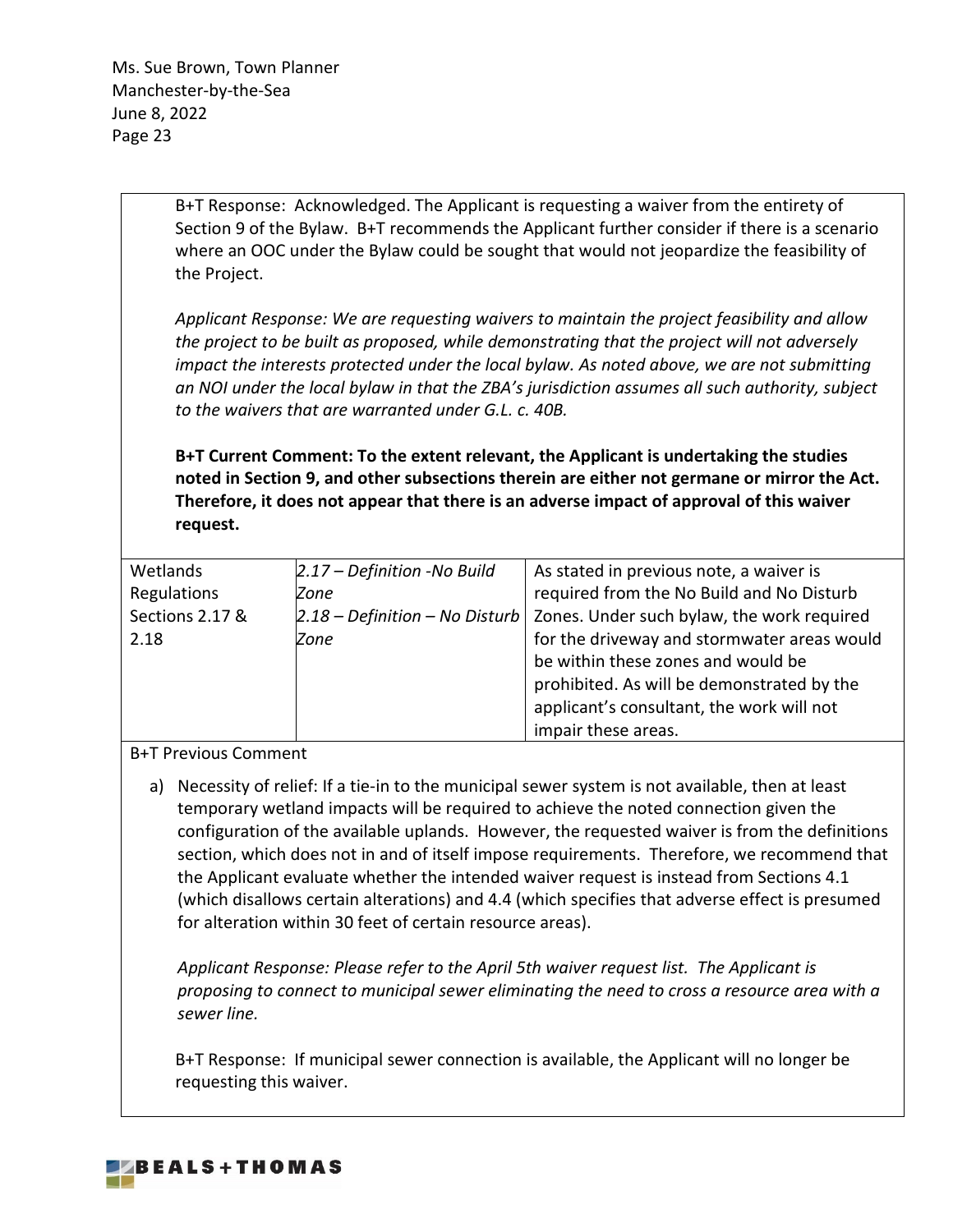B+T Response: Acknowledged. The Applicant is requesting a waiver from the entirety of Section 9 of the Bylaw. B+T recommends the Applicant further consider if there is a scenario where an OOC under the Bylaw could be sought that would not jeopardize the feasibility of the Project.

*Applicant Response: We are requesting waivers to maintain the project feasibility and allow the project to be built as proposed, while demonstrating that the project will not adversely impact the interests protected under the local bylaw. As noted above, we are not submitting an NOI under the local bylaw in that the ZBA's jurisdiction assumes all such authority, subject to the waivers that are warranted under G.L. c. 40B.*

**B+T Current Comment: To the extent relevant, the Applicant is undertaking the studies noted in Section 9, and other subsections therein are either not germane or mirror the Act. Therefore, it does not appear that there is an adverse impact of approval of this waiver request.**

| Wetlands Regulations Sections 2.17 & 2.18 | *2.17 – Definition -No Build Zone*<br>*2.18 – Definition – No Disturb Zone* | As stated in previous note, a waiver is required from the No Build and No Disturb Zones. Under such bylaw, the work required for the driveway and stormwater areas would be within these zones and would be prohibited. As will be demonstrated by the applicant's consultant, the work will not impair these areas. |
|---|---|---|

B+T Previous Comment

a) Necessity of relief: If a tie-in to the municipal sewer system is not available, then at least temporary wetland impacts will be required to achieve the noted connection given the configuration of the available uplands. However, the requested waiver is from the definitions section, which does not in and of itself impose requirements. Therefore, we recommend that the Applicant evaluate whether the intended waiver request is instead from Sections 4.1 (which disallows certain alterations) and 4.4 (which specifies that adverse effect is presumed for alteration within 30 feet of certain resource areas).

*Applicant Response: Please refer to the April 5th waiver request list. The Applicant is proposing to connect to municipal sewer eliminating the need to cross a resource area with a sewer line.*

B+T Response: If municipal sewer connection is available, the Applicant will no longer be requesting this waiver.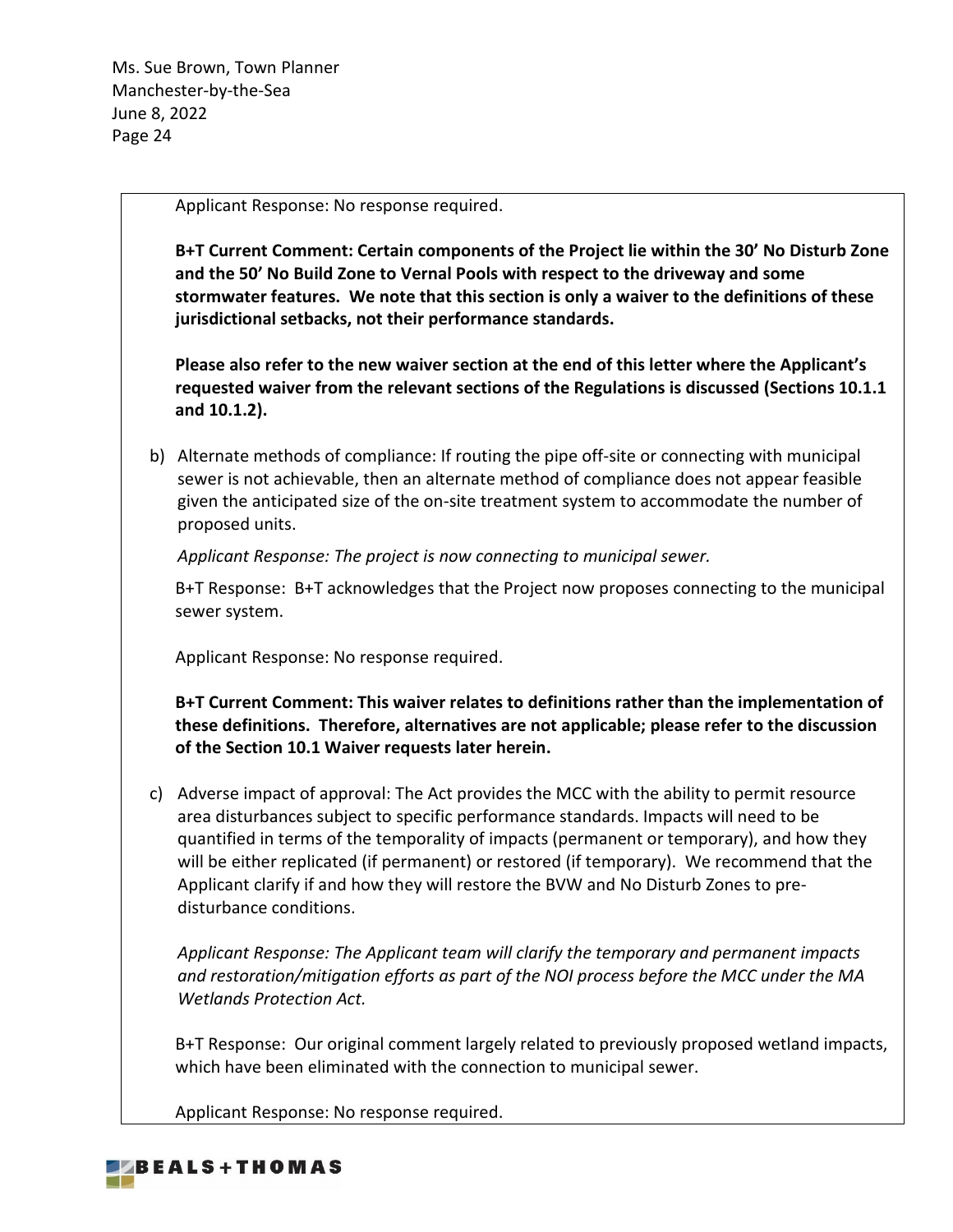Applicant Response: No response required.

**B+T Current Comment: Certain components of the Project lie within the 30' No Disturb Zone and the 50' No Build Zone to Vernal Pools with respect to the driveway and some stormwater features. We note that this section is only a waiver to the definitions of these jurisdictional setbacks, not their performance standards.**

**Please also refer to the new waiver section at the end of this letter where the Applicant's requested waiver from the relevant sections of the Regulations is discussed (Sections 10.1.1 and 10.1.2).**

b) Alternate methods of compliance: If routing the pipe off-site or connecting with municipal sewer is not achievable, then an alternate method of compliance does not appear feasible given the anticipated size of the on-site treatment system to accommodate the number of proposed units.

*Applicant Response: The project is now connecting to municipal sewer.*

B+T Response: B+T acknowledges that the Project now proposes connecting to the municipal sewer system.

Applicant Response: No response required.

**B+T Current Comment: This waiver relates to definitions rather than the implementation of these definitions. Therefore, alternatives are not applicable; please refer to the discussion of the Section 10.1 Waiver requests later herein.**

c) Adverse impact of approval: The Act provides the MCC with the ability to permit resource area disturbances subject to specific performance standards. Impacts will need to be quantified in terms of the temporality of impacts (permanent or temporary), and how they will be either replicated (if permanent) or restored (if temporary). We recommend that the Applicant clarify if and how they will restore the BVW and No Disturb Zones to pre-disturbance conditions.

*Applicant Response: The Applicant team will clarify the temporary and permanent impacts and restoration/mitigation efforts as part of the NOI process before the MCC under the MA Wetlands Protection Act.*

B+T Response: Our original comment largely related to previously proposed wetland impacts, which have been eliminated with the connection to municipal sewer.

Applicant Response: No response required.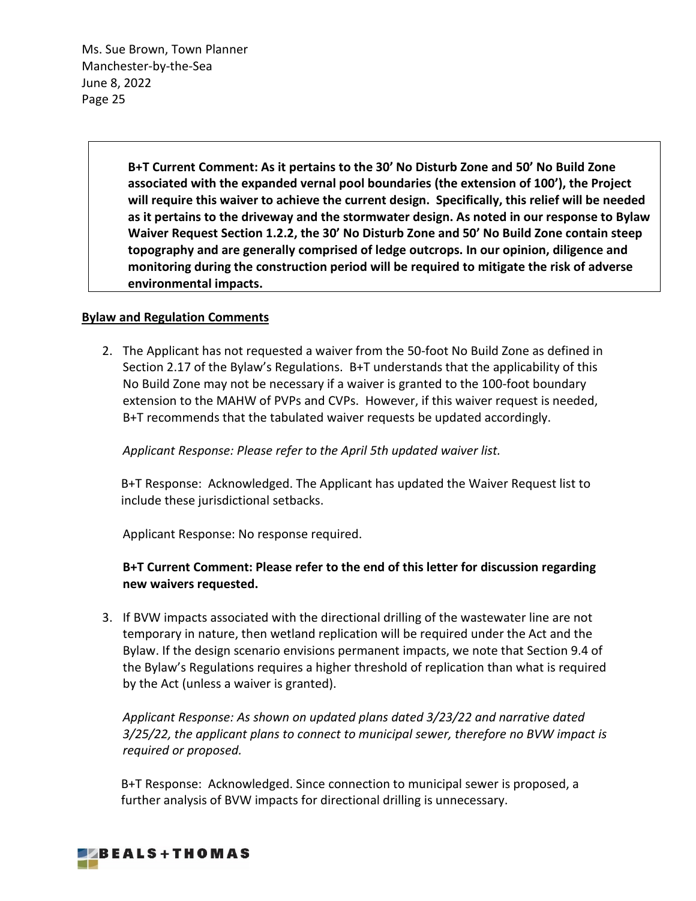**B+T Current Comment: As it pertains to the 30' No Disturb Zone and 50' No Build Zone associated with the expanded vernal pool boundaries (the extension of 100'), the Project will require this waiver to achieve the current design. Specifically, this relief will be needed as it pertains to the driveway and the stormwater design. As noted in our response to Bylaw Waiver Request Section 1.2.2, the 30' No Disturb Zone and 50' No Build Zone contain steep topography and are generally comprised of ledge outcrops. In our opinion, diligence and monitoring during the construction period will be required to mitigate the risk of adverse environmental impacts.**

**Bylaw and Regulation Comments**

2. The Applicant has not requested a waiver from the 50-foot No Build Zone as defined in Section 2.17 of the Bylaw's Regulations. B+T understands that the applicability of this No Build Zone may not be necessary if a waiver is granted to the 100-foot boundary extension to the MAHW of PVPs and CVPs. However, if this waiver request is needed, B+T recommends that the tabulated waiver requests be updated accordingly.

   *Applicant Response: Please refer to the April 5th updated waiver list.*

   B+T Response: Acknowledged. The Applicant has updated the Waiver Request list to include these jurisdictional setbacks.

   Applicant Response: No response required.

   **B+T Current Comment: Please refer to the end of this letter for discussion regarding new waivers requested.**

3. If BVW impacts associated with the directional drilling of the wastewater line are not temporary in nature, then wetland replication will be required under the Act and the Bylaw. If the design scenario envisions permanent impacts, we note that Section 9.4 of the Bylaw's Regulations requires a higher threshold of replication than what is required by the Act (unless a waiver is granted).

   *Applicant Response: As shown on updated plans dated 3/23/22 and narrative dated 3/25/22, the applicant plans to connect to municipal sewer, therefore no BVW impact is required or proposed.*

   B+T Response: Acknowledged. Since connection to municipal sewer is proposed, a further analysis of BVW impacts for directional drilling is unnecessary.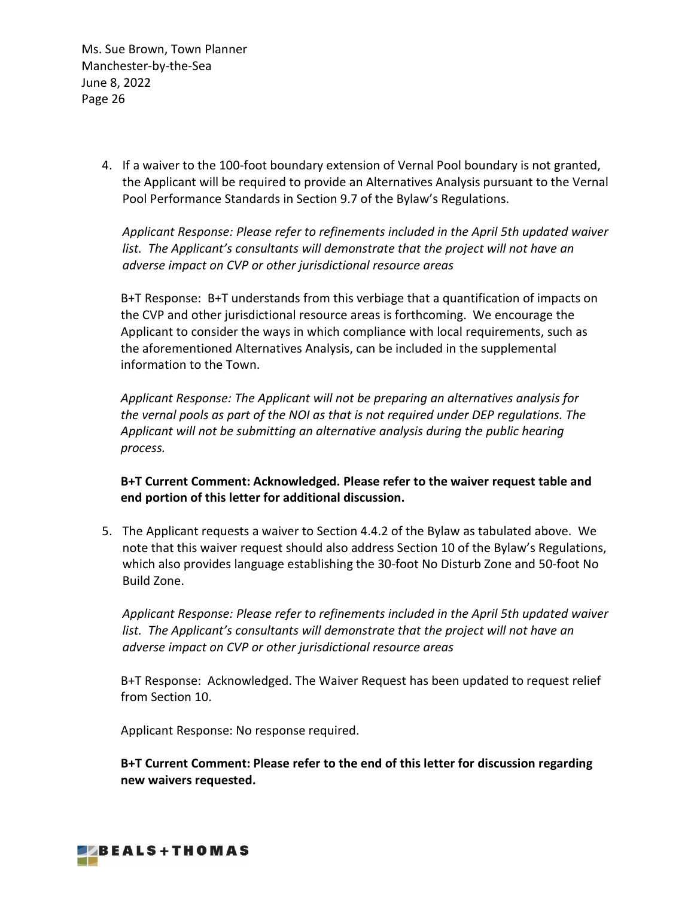4. If a waiver to the 100-foot boundary extension of Vernal Pool boundary is not granted, the Applicant will be required to provide an Alternatives Analysis pursuant to the Vernal Pool Performance Standards in Section 9.7 of the Bylaw's Regulations.

   *Applicant Response: Please refer to refinements included in the April 5th updated waiver list. The Applicant's consultants will demonstrate that the project will not have an adverse impact on CVP or other jurisdictional resource areas*

   B+T Response: B+T understands from this verbiage that a quantification of impacts on the CVP and other jurisdictional resource areas is forthcoming. We encourage the Applicant to consider the ways in which compliance with local requirements, such as the aforementioned Alternatives Analysis, can be included in the supplemental information to the Town.

   *Applicant Response: The Applicant will not be preparing an alternatives analysis for the vernal pools as part of the NOI as that is not required under DEP regulations. The Applicant will not be submitting an alternative analysis during the public hearing process.*

   **B+T Current Comment: Acknowledged. Please refer to the waiver request table and end portion of this letter for additional discussion.**

5. The Applicant requests a waiver to Section 4.4.2 of the Bylaw as tabulated above. We note that this waiver request should also address Section 10 of the Bylaw's Regulations, which also provides language establishing the 30-foot No Disturb Zone and 50-foot No Build Zone.

   *Applicant Response: Please refer to refinements included in the April 5th updated waiver list. The Applicant's consultants will demonstrate that the project will not have an adverse impact on CVP or other jurisdictional resource areas*

   B+T Response: Acknowledged. The Waiver Request has been updated to request relief from Section 10.

   Applicant Response: No response required.

   **B+T Current Comment: Please refer to the end of this letter for discussion regarding new waivers requested.**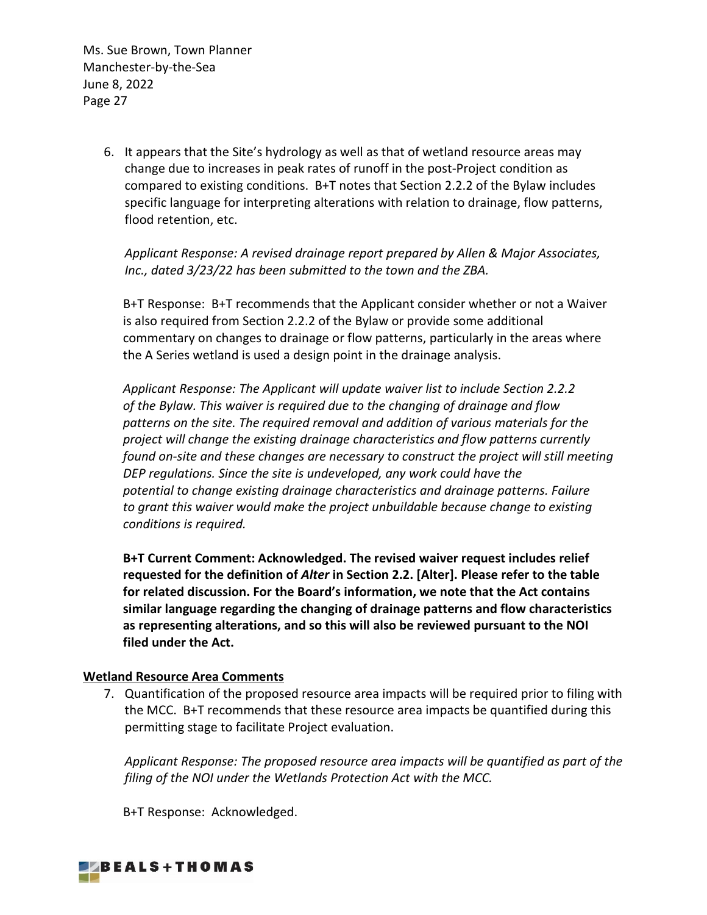6. It appears that the Site's hydrology as well as that of wetland resource areas may change due to increases in peak rates of runoff in the post-Project condition as compared to existing conditions. B+T notes that Section 2.2.2 of the Bylaw includes specific language for interpreting alterations with relation to drainage, flow patterns, flood retention, etc.

   *Applicant Response: A revised drainage report prepared by Allen & Major Associates, Inc., dated 3/23/22 has been submitted to the town and the ZBA.*

   B+T Response: B+T recommends that the Applicant consider whether or not a Waiver is also required from Section 2.2.2 of the Bylaw or provide some additional commentary on changes to drainage or flow patterns, particularly in the areas where the A Series wetland is used a design point in the drainage analysis.

   *Applicant Response: The Applicant will update waiver list to include Section 2.2.2 of the Bylaw. This waiver is required due to the changing of drainage and flow patterns on the site. The required removal and addition of various materials for the project will change the existing drainage characteristics and flow patterns currently found on-site and these changes are necessary to construct the project will still meeting DEP regulations. Since the site is undeveloped, any work could have the potential to change existing drainage characteristics and drainage patterns. Failure to grant this waiver would make the project unbuildable because change to existing conditions is required.*

   **B+T Current Comment: Acknowledged. The revised waiver request includes relief requested for the definition of *Alter* in Section 2.2. [Alter]. Please refer to the table for related discussion. For the Board's information, we note that the Act contains similar language regarding the changing of drainage patterns and flow characteristics as representing alterations, and so this will also be reviewed pursuant to the NOI filed under the Act.**

**Wetland Resource Area Comments**

7. Quantification of the proposed resource area impacts will be required prior to filing with the MCC. B+T recommends that these resource area impacts be quantified during this permitting stage to facilitate Project evaluation.

   *Applicant Response: The proposed resource area impacts will be quantified as part of the filing of the NOI under the Wetlands Protection Act with the MCC.*

   B+T Response: Acknowledged.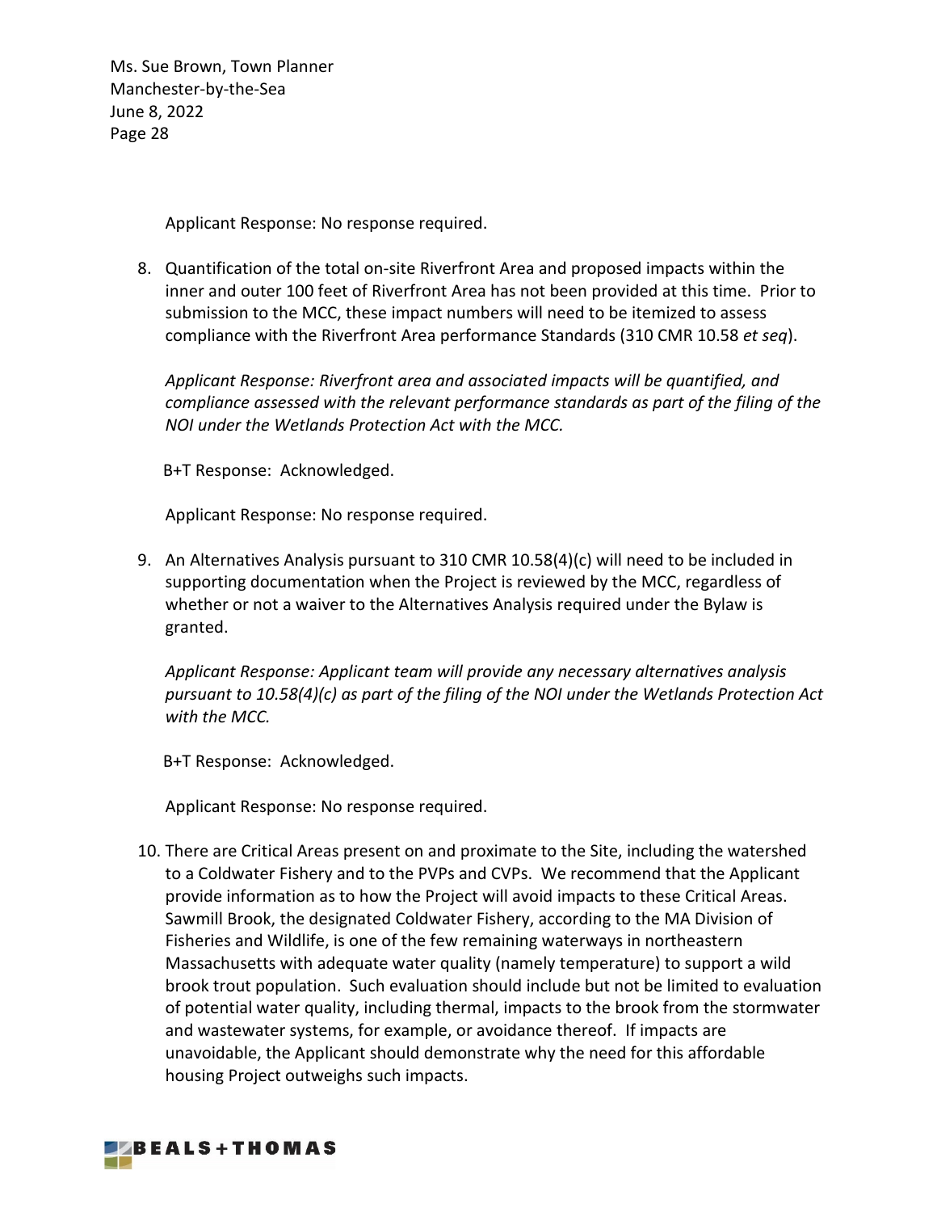Applicant Response: No response required.

8. Quantification of the total on-site Riverfront Area and proposed impacts within the inner and outer 100 feet of Riverfront Area has not been provided at this time. Prior to submission to the MCC, these impact numbers will need to be itemized to assess compliance with the Riverfront Area performance Standards (310 CMR 10.58 *et seq*).

   *Applicant Response: Riverfront area and associated impacts will be quantified, and compliance assessed with the relevant performance standards as part of the filing of the NOI under the Wetlands Protection Act with the MCC.*

   B+T Response: Acknowledged.

   Applicant Response: No response required.

9. An Alternatives Analysis pursuant to 310 CMR 10.58(4)(c) will need to be included in supporting documentation when the Project is reviewed by the MCC, regardless of whether or not a waiver to the Alternatives Analysis required under the Bylaw is granted.

   *Applicant Response: Applicant team will provide any necessary alternatives analysis pursuant to 10.58(4)(c) as part of the filing of the NOI under the Wetlands Protection Act with the MCC.*

   B+T Response: Acknowledged.

   Applicant Response: No response required.

10. There are Critical Areas present on and proximate to the Site, including the watershed to a Coldwater Fishery and to the PVPs and CVPs. We recommend that the Applicant provide information as to how the Project will avoid impacts to these Critical Areas. Sawmill Brook, the designated Coldwater Fishery, according to the MA Division of Fisheries and Wildlife, is one of the few remaining waterways in northeastern Massachusetts with adequate water quality (namely temperature) to support a wild brook trout population. Such evaluation should include but not be limited to evaluation of potential water quality, including thermal, impacts to the brook from the stormwater and wastewater systems, for example, or avoidance thereof. If impacts are unavoidable, the Applicant should demonstrate why the need for this affordable housing Project outweighs such impacts.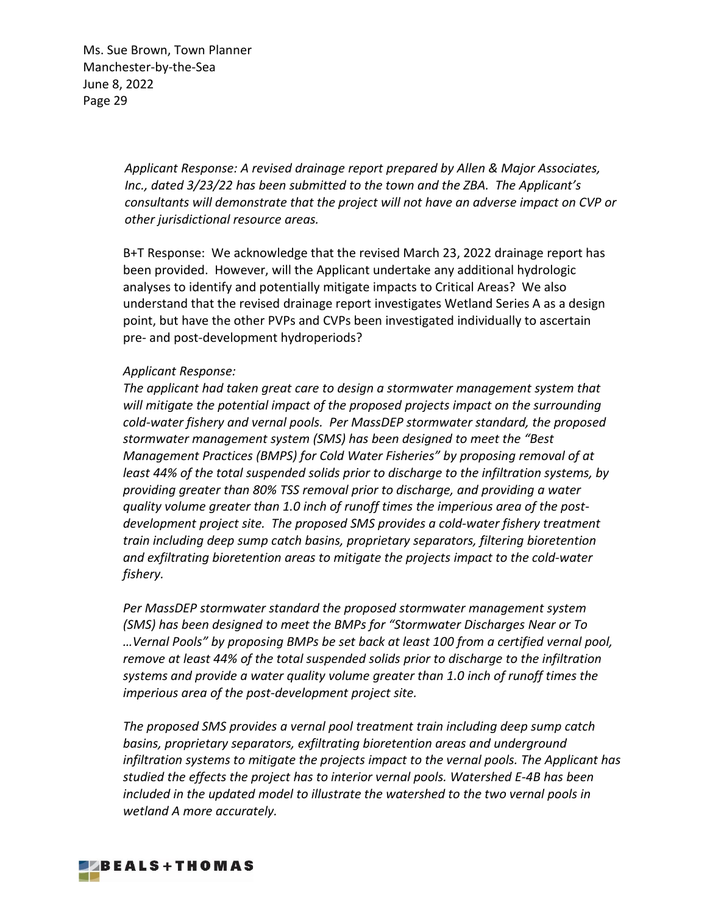*Applicant Response: A revised drainage report prepared by Allen & Major Associates, Inc., dated 3/23/22 has been submitted to the town and the ZBA. The Applicant's consultants will demonstrate that the project will not have an adverse impact on CVP or other jurisdictional resource areas.*

B+T Response: We acknowledge that the revised March 23, 2022 drainage report has been provided. However, will the Applicant undertake any additional hydrologic analyses to identify and potentially mitigate impacts to Critical Areas? We also understand that the revised drainage report investigates Wetland Series A as a design point, but have the other PVPs and CVPs been investigated individually to ascertain pre- and post-development hydroperiods?

*Applicant Response:*

*The applicant had taken great care to design a stormwater management system that will mitigate the potential impact of the proposed projects impact on the surrounding cold-water fishery and vernal pools. Per MassDEP stormwater standard, the proposed stormwater management system (SMS) has been designed to meet the "Best Management Practices (BMPS) for Cold Water Fisheries" by proposing removal of at least 44% of the total suspended solids prior to discharge to the infiltration systems, by providing greater than 80% TSS removal prior to discharge, and providing a water quality volume greater than 1.0 inch of runoff times the imperious area of the post-development project site. The proposed SMS provides a cold-water fishery treatment train including deep sump catch basins, proprietary separators, filtering bioretention and exfiltrating bioretention areas to mitigate the projects impact to the cold-water fishery.*

*Per MassDEP stormwater standard the proposed stormwater management system (SMS) has been designed to meet the BMPs for "Stormwater Discharges Near or To …Vernal Pools" by proposing BMPs be set back at least 100 from a certified vernal pool, remove at least 44% of the total suspended solids prior to discharge to the infiltration systems and provide a water quality volume greater than 1.0 inch of runoff times the imperious area of the post-development project site.*

*The proposed SMS provides a vernal pool treatment train including deep sump catch basins, proprietary separators, exfiltrating bioretention areas and underground infiltration systems to mitigate the projects impact to the vernal pools. The Applicant has studied the effects the project has to interior vernal pools. Watershed E-4B has been included in the updated model to illustrate the watershed to the two vernal pools in wetland A more accurately.*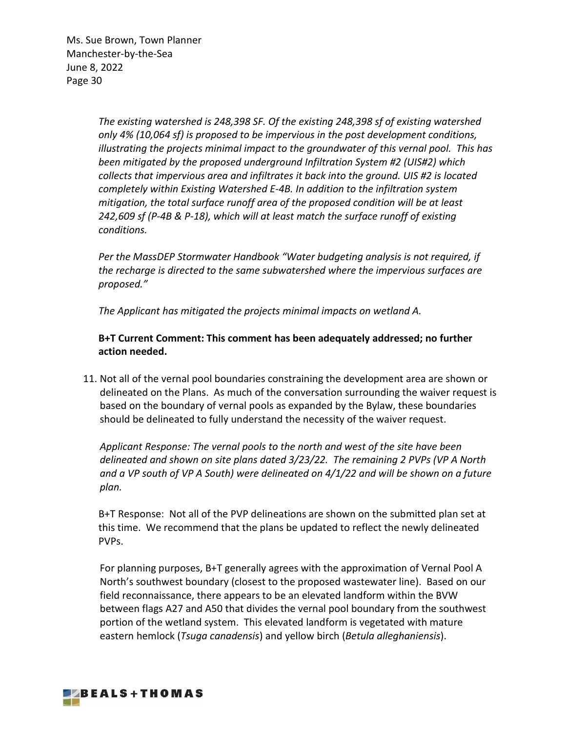*The existing watershed is 248,398 SF. Of the existing 248,398 sf of existing watershed only 4% (10,064 sf) is proposed to be impervious in the post development conditions, illustrating the projects minimal impact to the groundwater of this vernal pool. This has been mitigated by the proposed underground Infiltration System #2 (UIS#2) which collects that impervious area and infiltrates it back into the ground. UIS #2 is located completely within Existing Watershed E-4B. In addition to the infiltration system mitigation, the total surface runoff area of the proposed condition will be at least 242,609 sf (P-4B & P-18), which will at least match the surface runoff of existing conditions.*

*Per the MassDEP Stormwater Handbook "Water budgeting analysis is not required, if the recharge is directed to the same subwatershed where the impervious surfaces are proposed."*

*The Applicant has mitigated the projects minimal impacts on wetland A.*

**B+T Current Comment: This comment has been adequately addressed; no further action needed.**

11. Not all of the vernal pool boundaries constraining the development area are shown or delineated on the Plans. As much of the conversation surrounding the waiver request is based on the boundary of vernal pools as expanded by the Bylaw, these boundaries should be delineated to fully understand the necessity of the waiver request.

    *Applicant Response: The vernal pools to the north and west of the site have been delineated and shown on site plans dated 3/23/22. The remaining 2 PVPs (VP A North and a VP south of VP A South) were delineated on 4/1/22 and will be shown on a future plan.*

    B+T Response: Not all of the PVP delineations are shown on the submitted plan set at this time. We recommend that the plans be updated to reflect the newly delineated PVPs.

    For planning purposes, B+T generally agrees with the approximation of Vernal Pool A North's southwest boundary (closest to the proposed wastewater line). Based on our field reconnaissance, there appears to be an elevated landform within the BVW between flags A27 and A50 that divides the vernal pool boundary from the southwest portion of the wetland system. This elevated landform is vegetated with mature eastern hemlock (*Tsuga canadensis*) and yellow birch (*Betula alleghaniensis*).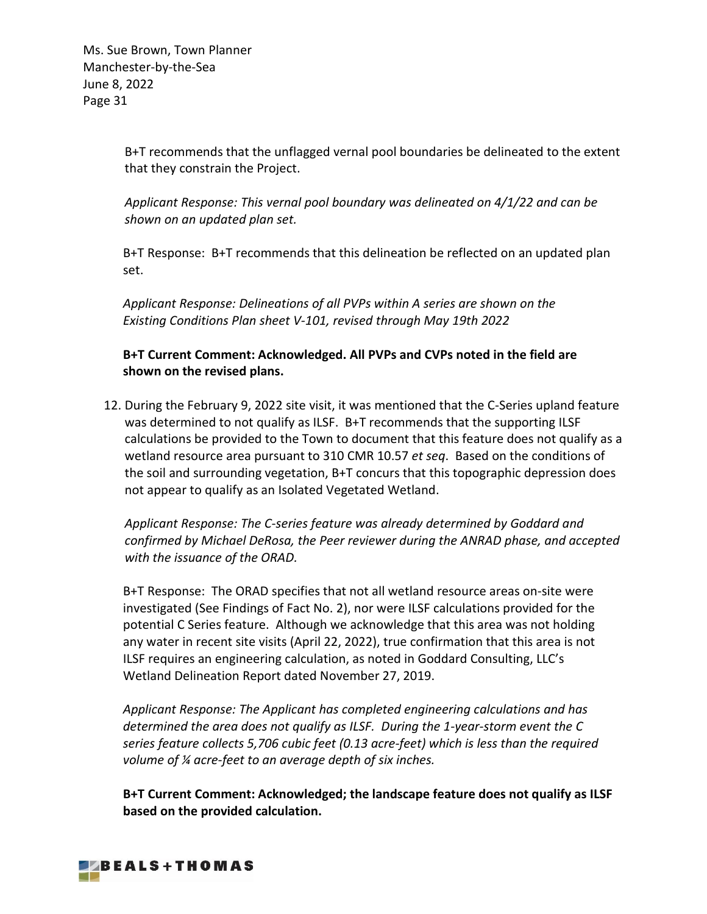B+T recommends that the unflagged vernal pool boundaries be delineated to the extent that they constrain the Project.

*Applicant Response: This vernal pool boundary was delineated on 4/1/22 and can be shown on an updated plan set.*

B+T Response: B+T recommends that this delineation be reflected on an updated plan set.

*Applicant Response: Delineations of all PVPs within A series are shown on the Existing Conditions Plan sheet V-101, revised through May 19th 2022*

**B+T Current Comment: Acknowledged. All PVPs and CVPs noted in the field are shown on the revised plans.**

12. During the February 9, 2022 site visit, it was mentioned that the C-Series upland feature was determined to not qualify as ILSF. B+T recommends that the supporting ILSF calculations be provided to the Town to document that this feature does not qualify as a wetland resource area pursuant to 310 CMR 10.57 *et seq*. Based on the conditions of the soil and surrounding vegetation, B+T concurs that this topographic depression does not appear to qualify as an Isolated Vegetated Wetland.

    *Applicant Response: The C-series feature was already determined by Goddard and confirmed by Michael DeRosa, the Peer reviewer during the ANRAD phase, and accepted with the issuance of the ORAD.*

    B+T Response: The ORAD specifies that not all wetland resource areas on-site were investigated (See Findings of Fact No. 2), nor were ILSF calculations provided for the potential C Series feature. Although we acknowledge that this area was not holding any water in recent site visits (April 22, 2022), true confirmation that this area is not ILSF requires an engineering calculation, as noted in Goddard Consulting, LLC's Wetland Delineation Report dated November 27, 2019.

    *Applicant Response: The Applicant has completed engineering calculations and has determined the area does not qualify as ILSF. During the 1-year-storm event the C series feature collects 5,706 cubic feet (0.13 acre-feet) which is less than the required volume of ¼ acre-feet to an average depth of six inches.*

    **B+T Current Comment: Acknowledged; the landscape feature does not qualify as ILSF based on the provided calculation.**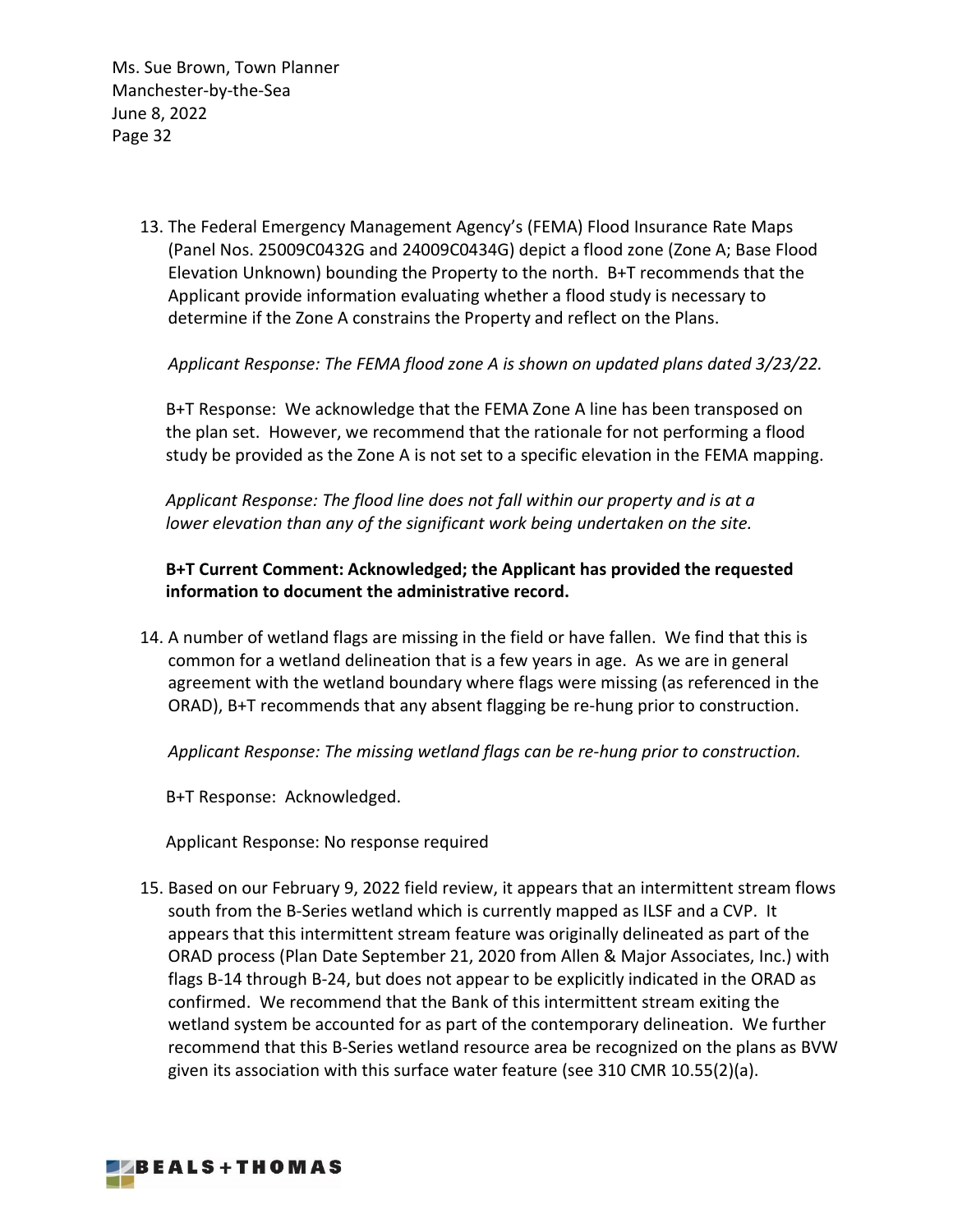13. The Federal Emergency Management Agency's (FEMA) Flood Insurance Rate Maps (Panel Nos. 25009C0432G and 24009C0434G) depict a flood zone (Zone A; Base Flood Elevation Unknown) bounding the Property to the north. B+T recommends that the Applicant provide information evaluating whether a flood study is necessary to determine if the Zone A constrains the Property and reflect on the Plans.

   *Applicant Response: The FEMA flood zone A is shown on updated plans dated 3/23/22.*

   B+T Response: We acknowledge that the FEMA Zone A line has been transposed on the plan set. However, we recommend that the rationale for not performing a flood study be provided as the Zone A is not set to a specific elevation in the FEMA mapping.

   *Applicant Response: The flood line does not fall within our property and is at a lower elevation than any of the significant work being undertaken on the site.*

   **B+T Current Comment: Acknowledged; the Applicant has provided the requested information to document the administrative record.**

14. A number of wetland flags are missing in the field or have fallen. We find that this is common for a wetland delineation that is a few years in age. As we are in general agreement with the wetland boundary where flags were missing (as referenced in the ORAD), B+T recommends that any absent flagging be re-hung prior to construction.

   *Applicant Response: The missing wetland flags can be re-hung prior to construction.*

   B+T Response: Acknowledged.

   Applicant Response: No response required

15. Based on our February 9, 2022 field review, it appears that an intermittent stream flows south from the B-Series wetland which is currently mapped as ILSF and a CVP. It appears that this intermittent stream feature was originally delineated as part of the ORAD process (Plan Date September 21, 2020 from Allen & Major Associates, Inc.) with flags B-14 through B-24, but does not appear to be explicitly indicated in the ORAD as confirmed. We recommend that the Bank of this intermittent stream exiting the wetland system be accounted for as part of the contemporary delineation. We further recommend that this B-Series wetland resource area be recognized on the plans as BVW given its association with this surface water feature (see 310 CMR 10.55(2)(a).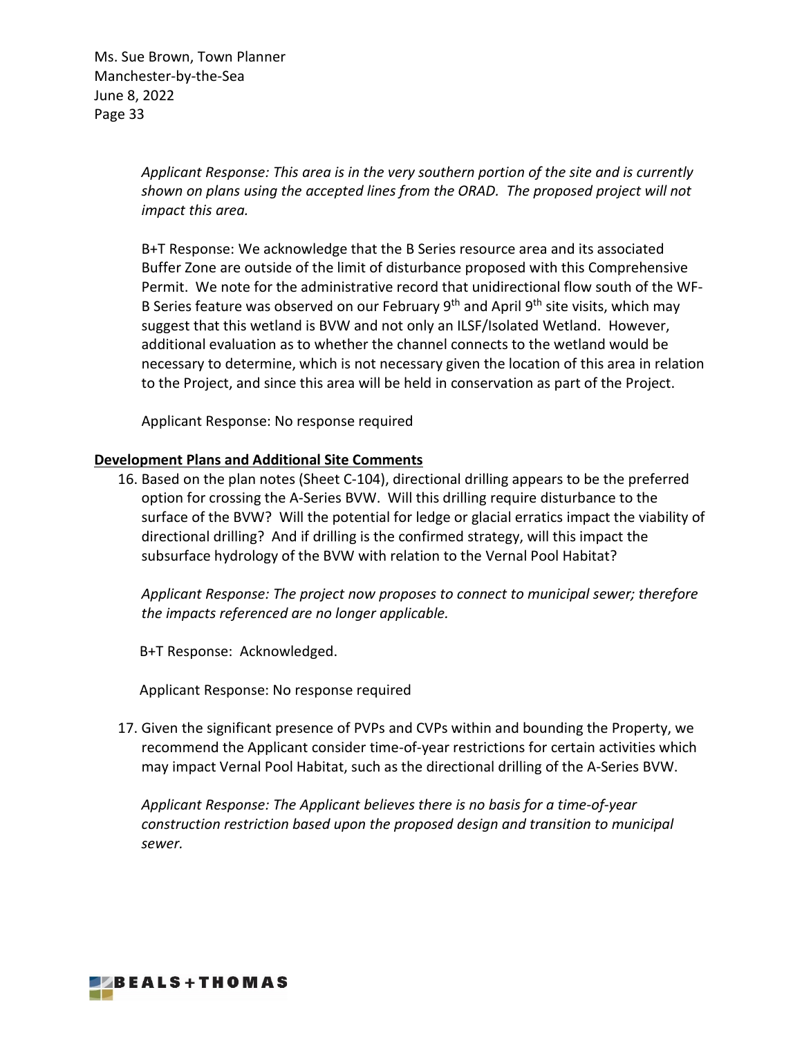*Applicant Response: This area is in the very southern portion of the site and is currently shown on plans using the accepted lines from the ORAD. The proposed project will not impact this area.*

B+T Response: We acknowledge that the B Series resource area and its associated Buffer Zone are outside of the limit of disturbance proposed with this Comprehensive Permit. We note for the administrative record that unidirectional flow south of the WF-B Series feature was observed on our February 9th and April 9th site visits, which may suggest that this wetland is BVW and not only an ILSF/Isolated Wetland. However, additional evaluation as to whether the channel connects to the wetland would be necessary to determine, which is not necessary given the location of this area in relation to the Project, and since this area will be held in conservation as part of the Project.

Applicant Response: No response required

**Development Plans and Additional Site Comments**

16. Based on the plan notes (Sheet C-104), directional drilling appears to be the preferred option for crossing the A-Series BVW. Will this drilling require disturbance to the surface of the BVW? Will the potential for ledge or glacial erratics impact the viability of directional drilling? And if drilling is the confirmed strategy, will this impact the subsurface hydrology of the BVW with relation to the Vernal Pool Habitat?

    *Applicant Response: The project now proposes to connect to municipal sewer; therefore the impacts referenced are no longer applicable.*

    B+T Response: Acknowledged.

    Applicant Response: No response required

17. Given the significant presence of PVPs and CVPs within and bounding the Property, we recommend the Applicant consider time-of-year restrictions for certain activities which may impact Vernal Pool Habitat, such as the directional drilling of the A-Series BVW.

    *Applicant Response: The Applicant believes there is no basis for a time-of-year construction restriction based upon the proposed design and transition to municipal sewer.*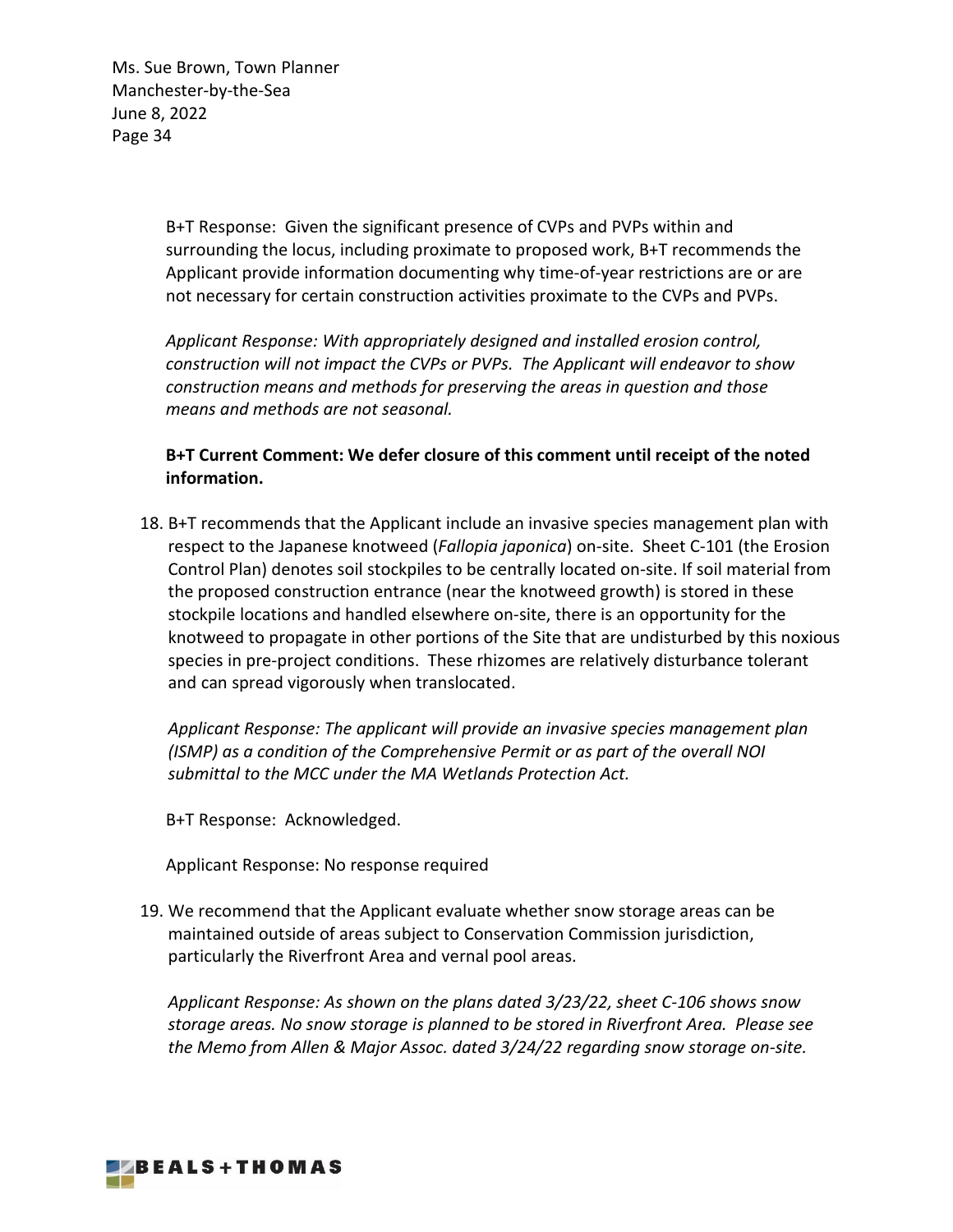B+T Response: Given the significant presence of CVPs and PVPs within and surrounding the locus, including proximate to proposed work, B+T recommends the Applicant provide information documenting why time-of-year restrictions are or are not necessary for certain construction activities proximate to the CVPs and PVPs.

*Applicant Response: With appropriately designed and installed erosion control, construction will not impact the CVPs or PVPs. The Applicant will endeavor to show construction means and methods for preserving the areas in question and those means and methods are not seasonal.*

**B+T Current Comment: We defer closure of this comment until receipt of the noted information.**

18. B+T recommends that the Applicant include an invasive species management plan with respect to the Japanese knotweed (*Fallopia japonica*) on-site. Sheet C-101 (the Erosion Control Plan) denotes soil stockpiles to be centrally located on-site. If soil material from the proposed construction entrance (near the knotweed growth) is stored in these stockpile locations and handled elsewhere on-site, there is an opportunity for the knotweed to propagate in other portions of the Site that are undisturbed by this noxious species in pre-project conditions. These rhizomes are relatively disturbance tolerant and can spread vigorously when translocated.

    *Applicant Response: The applicant will provide an invasive species management plan (ISMP) as a condition of the Comprehensive Permit or as part of the overall NOI submittal to the MCC under the MA Wetlands Protection Act.*

    B+T Response: Acknowledged.

    Applicant Response: No response required

19. We recommend that the Applicant evaluate whether snow storage areas can be maintained outside of areas subject to Conservation Commission jurisdiction, particularly the Riverfront Area and vernal pool areas.

    *Applicant Response: As shown on the plans dated 3/23/22, sheet C-106 shows snow storage areas. No snow storage is planned to be stored in Riverfront Area. Please see the Memo from Allen & Major Assoc. dated 3/24/22 regarding snow storage on-site.*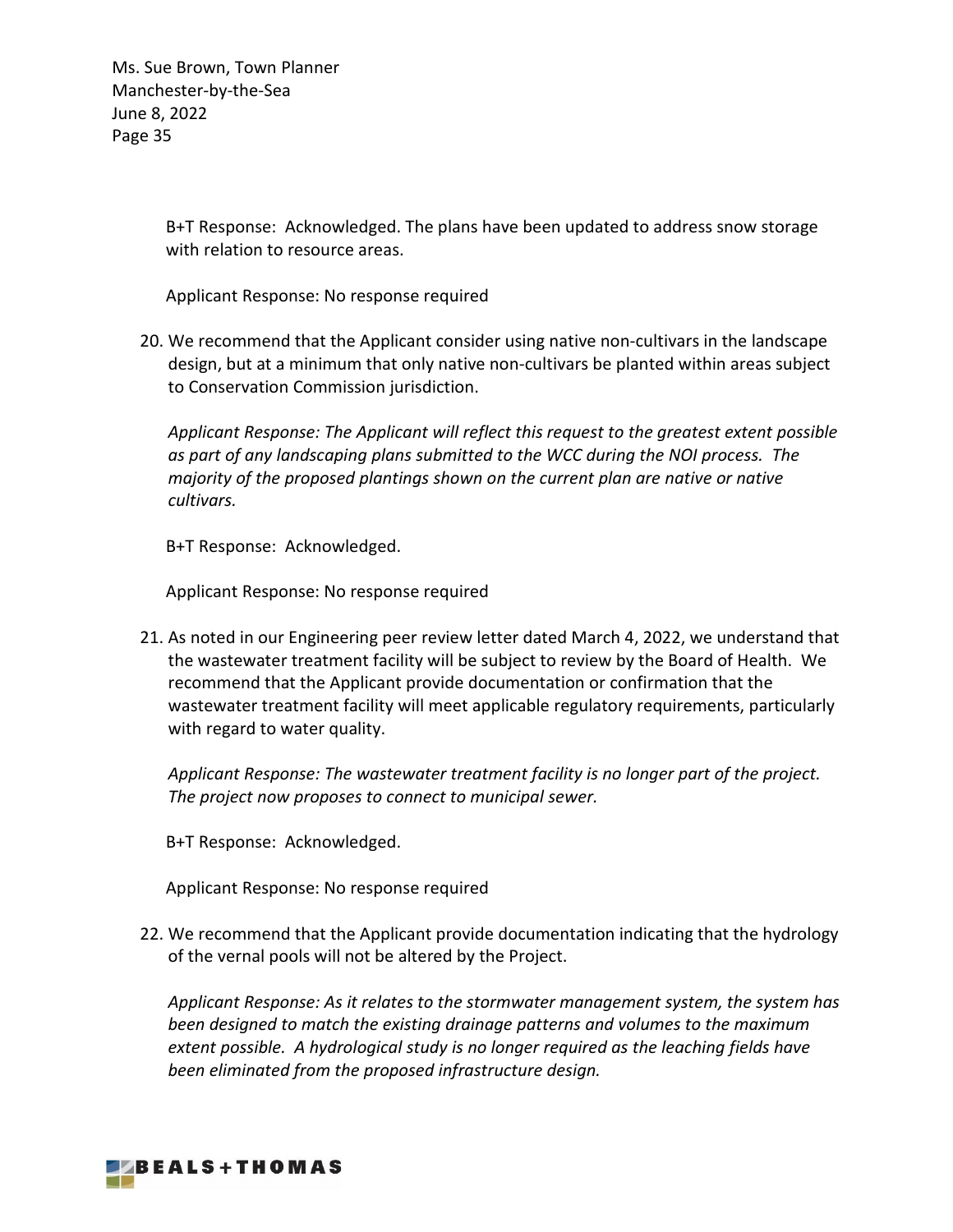B+T Response: Acknowledged. The plans have been updated to address snow storage with relation to resource areas.

Applicant Response: No response required

20. We recommend that the Applicant consider using native non-cultivars in the landscape design, but at a minimum that only native non-cultivars be planted within areas subject to Conservation Commission jurisdiction.

    *Applicant Response: The Applicant will reflect this request to the greatest extent possible as part of any landscaping plans submitted to the WCC during the NOI process. The majority of the proposed plantings shown on the current plan are native or native cultivars.*

    B+T Response: Acknowledged.

    Applicant Response: No response required

21. As noted in our Engineering peer review letter dated March 4, 2022, we understand that the wastewater treatment facility will be subject to review by the Board of Health. We recommend that the Applicant provide documentation or confirmation that the wastewater treatment facility will meet applicable regulatory requirements, particularly with regard to water quality.

    *Applicant Response: The wastewater treatment facility is no longer part of the project. The project now proposes to connect to municipal sewer.*

    B+T Response: Acknowledged.

    Applicant Response: No response required

22. We recommend that the Applicant provide documentation indicating that the hydrology of the vernal pools will not be altered by the Project.

    *Applicant Response: As it relates to the stormwater management system, the system has been designed to match the existing drainage patterns and volumes to the maximum extent possible. A hydrological study is no longer required as the leaching fields have been eliminated from the proposed infrastructure design.*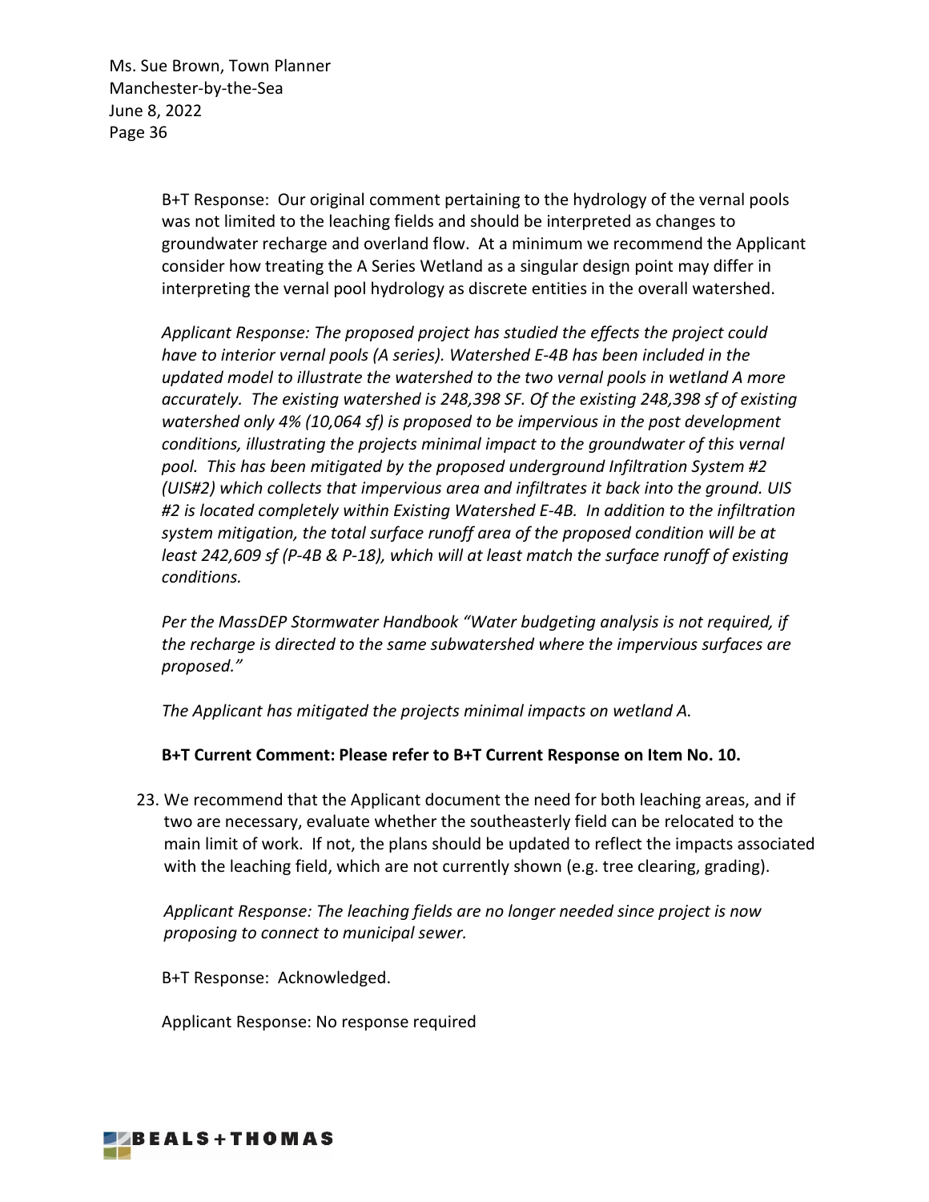B+T Response: Our original comment pertaining to the hydrology of the vernal pools was not limited to the leaching fields and should be interpreted as changes to groundwater recharge and overland flow. At a minimum we recommend the Applicant consider how treating the A Series Wetland as a singular design point may differ in interpreting the vernal pool hydrology as discrete entities in the overall watershed.

*Applicant Response: The proposed project has studied the effects the project could have to interior vernal pools (A series). Watershed E-4B has been included in the updated model to illustrate the watershed to the two vernal pools in wetland A more accurately. The existing watershed is 248,398 SF. Of the existing 248,398 sf of existing watershed only 4% (10,064 sf) is proposed to be impervious in the post development conditions, illustrating the projects minimal impact to the groundwater of this vernal pool. This has been mitigated by the proposed underground Infiltration System #2 (UIS#2) which collects that impervious area and infiltrates it back into the ground. UIS #2 is located completely within Existing Watershed E-4B. In addition to the infiltration system mitigation, the total surface runoff area of the proposed condition will be at least 242,609 sf (P-4B & P-18), which will at least match the surface runoff of existing conditions.*

*Per the MassDEP Stormwater Handbook "Water budgeting analysis is not required, if the recharge is directed to the same subwatershed where the impervious surfaces are proposed."*

*The Applicant has mitigated the projects minimal impacts on wetland A.*

**B+T Current Comment: Please refer to B+T Current Response on Item No. 10.**

23. We recommend that the Applicant document the need for both leaching areas, and if two are necessary, evaluate whether the southeasterly field can be relocated to the main limit of work. If not, the plans should be updated to reflect the impacts associated with the leaching field, which are not currently shown (e.g. tree clearing, grading).

    *Applicant Response: The leaching fields are no longer needed since project is now proposing to connect to municipal sewer.*

    B+T Response: Acknowledged.

    Applicant Response: No response required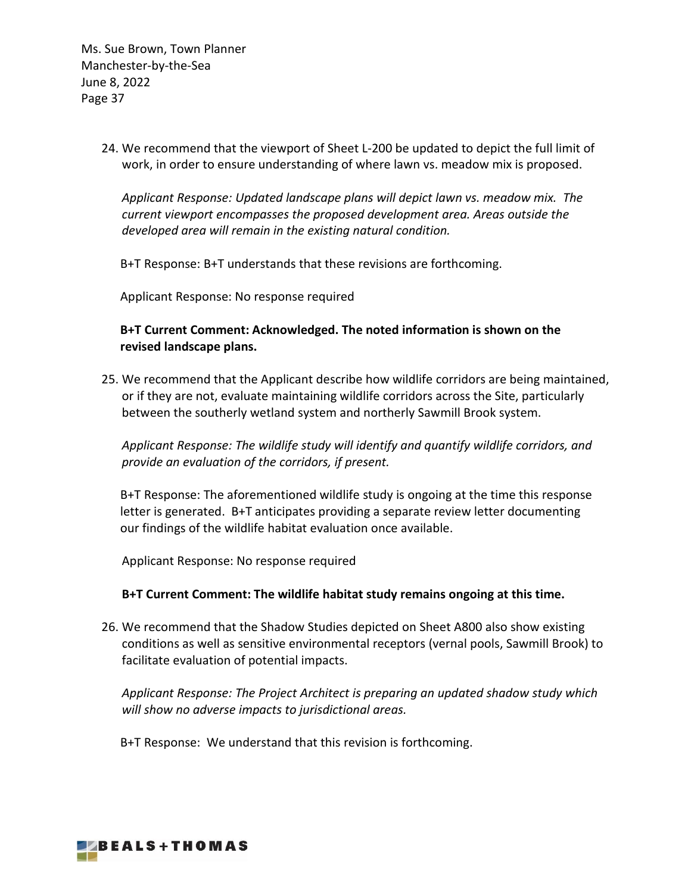24. We recommend that the viewport of Sheet L-200 be updated to depict the full limit of work, in order to ensure understanding of where lawn vs. meadow mix is proposed.

    *Applicant Response: Updated landscape plans will depict lawn vs. meadow mix. The current viewport encompasses the proposed development area. Areas outside the developed area will remain in the existing natural condition.*

    B+T Response: B+T understands that these revisions are forthcoming.

    Applicant Response: No response required

    **B+T Current Comment: Acknowledged. The noted information is shown on the revised landscape plans.**

25. We recommend that the Applicant describe how wildlife corridors are being maintained, or if they are not, evaluate maintaining wildlife corridors across the Site, particularly between the southerly wetland system and northerly Sawmill Brook system.

    *Applicant Response: The wildlife study will identify and quantify wildlife corridors, and provide an evaluation of the corridors, if present.*

    B+T Response: The aforementioned wildlife study is ongoing at the time this response letter is generated. B+T anticipates providing a separate review letter documenting our findings of the wildlife habitat evaluation once available.

    Applicant Response: No response required

    **B+T Current Comment: The wildlife habitat study remains ongoing at this time.**

26. We recommend that the Shadow Studies depicted on Sheet A800 also show existing conditions as well as sensitive environmental receptors (vernal pools, Sawmill Brook) to facilitate evaluation of potential impacts.

    *Applicant Response: The Project Architect is preparing an updated shadow study which will show no adverse impacts to jurisdictional areas.*

    B+T Response: We understand that this revision is forthcoming.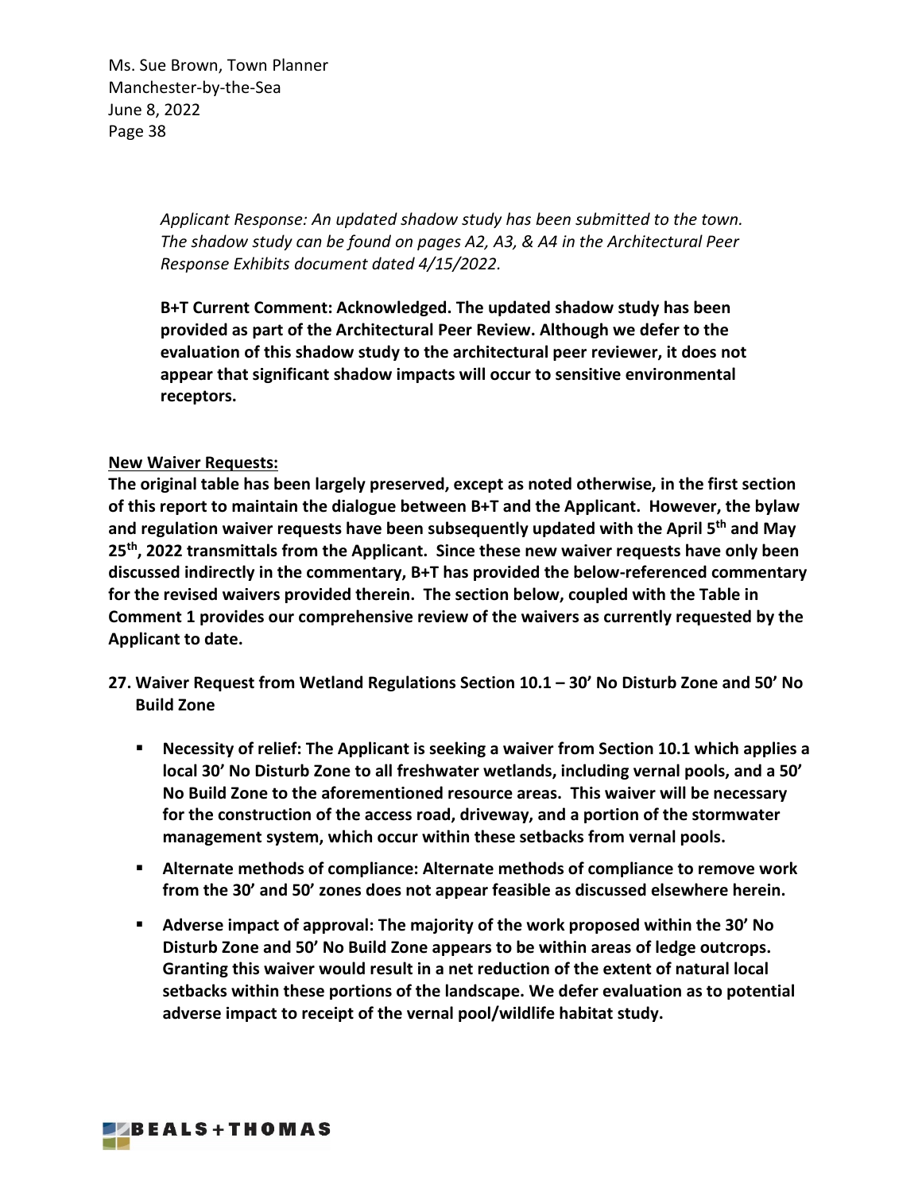*Applicant Response: An updated shadow study has been submitted to the town. The shadow study can be found on pages A2, A3, & A4 in the Architectural Peer Response Exhibits document dated 4/15/2022.*

**B+T Current Comment: Acknowledged. The updated shadow study has been provided as part of the Architectural Peer Review. Although we defer to the evaluation of this shadow study to the architectural peer reviewer, it does not appear that significant shadow impacts will occur to sensitive environmental receptors.**

**New Waiver Requests:**

**The original table has been largely preserved, except as noted otherwise, in the first section of this report to maintain the dialogue between B+T and the Applicant. However, the bylaw and regulation waiver requests have been subsequently updated with the April 5th and May 25th, 2022 transmittals from the Applicant. Since these new waiver requests have only been discussed indirectly in the commentary, B+T has provided the below-referenced commentary for the revised waivers provided therein. The section below, coupled with the Table in Comment 1 provides our comprehensive review of the waivers as currently requested by the Applicant to date.**

27. **Waiver Request from Wetland Regulations Section 10.1 – 30' No Disturb Zone and 50' No Build Zone**

    - **Necessity of relief: The Applicant is seeking a waiver from Section 10.1 which applies a local 30' No Disturb Zone to all freshwater wetlands, including vernal pools, and a 50' No Build Zone to the aforementioned resource areas. This waiver will be necessary for the construction of the access road, driveway, and a portion of the stormwater management system, which occur within these setbacks from vernal pools.**
    - **Alternate methods of compliance: Alternate methods of compliance to remove work from the 30' and 50' zones does not appear feasible as discussed elsewhere herein.**
    - **Adverse impact of approval: The majority of the work proposed within the 30' No Disturb Zone and 50' No Build Zone appears to be within areas of ledge outcrops. Granting this waiver would result in a net reduction of the extent of natural local setbacks within these portions of the landscape. We defer evaluation as to potential adverse impact to receipt of the vernal pool/wildlife habitat study.**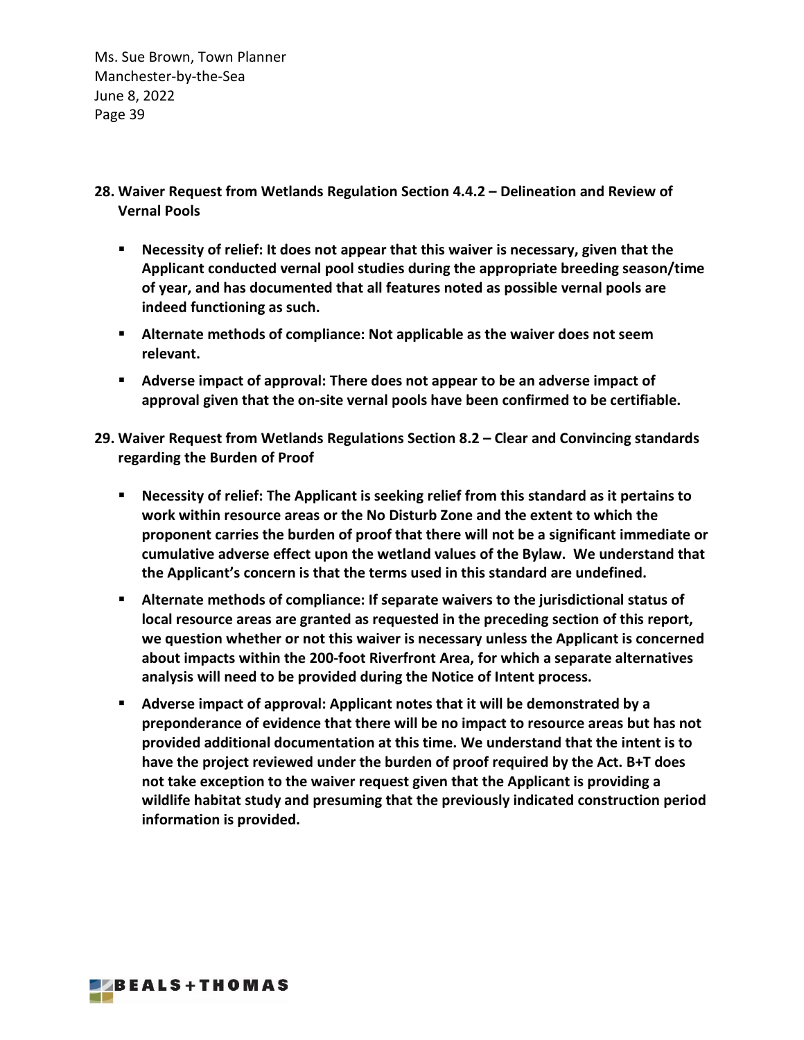**28. Waiver Request from Wetlands Regulation Section 4.4.2 – Delineation and Review of Vernal Pools**

- **Necessity of relief: It does not appear that this waiver is necessary, given that the Applicant conducted vernal pool studies during the appropriate breeding season/time of year, and has documented that all features noted as possible vernal pools are indeed functioning as such.**
- **Alternate methods of compliance: Not applicable as the waiver does not seem relevant.**
- **Adverse impact of approval: There does not appear to be an adverse impact of approval given that the on-site vernal pools have been confirmed to be certifiable.**

**29. Waiver Request from Wetlands Regulations Section 8.2 – Clear and Convincing standards regarding the Burden of Proof**

- **Necessity of relief: The Applicant is seeking relief from this standard as it pertains to work within resource areas or the No Disturb Zone and the extent to which the proponent carries the burden of proof that there will not be a significant immediate or cumulative adverse effect upon the wetland values of the Bylaw. We understand that the Applicant's concern is that the terms used in this standard are undefined.**
- **Alternate methods of compliance: If separate waivers to the jurisdictional status of local resource areas are granted as requested in the preceding section of this report, we question whether or not this waiver is necessary unless the Applicant is concerned about impacts within the 200-foot Riverfront Area, for which a separate alternatives analysis will need to be provided during the Notice of Intent process.**
- **Adverse impact of approval: Applicant notes that it will be demonstrated by a preponderance of evidence that there will be no impact to resource areas but has not provided additional documentation at this time. We understand that the intent is to have the project reviewed under the burden of proof required by the Act. B+T does not take exception to the waiver request given that the Applicant is providing a wildlife habitat study and presuming that the previously indicated construction period information is provided.**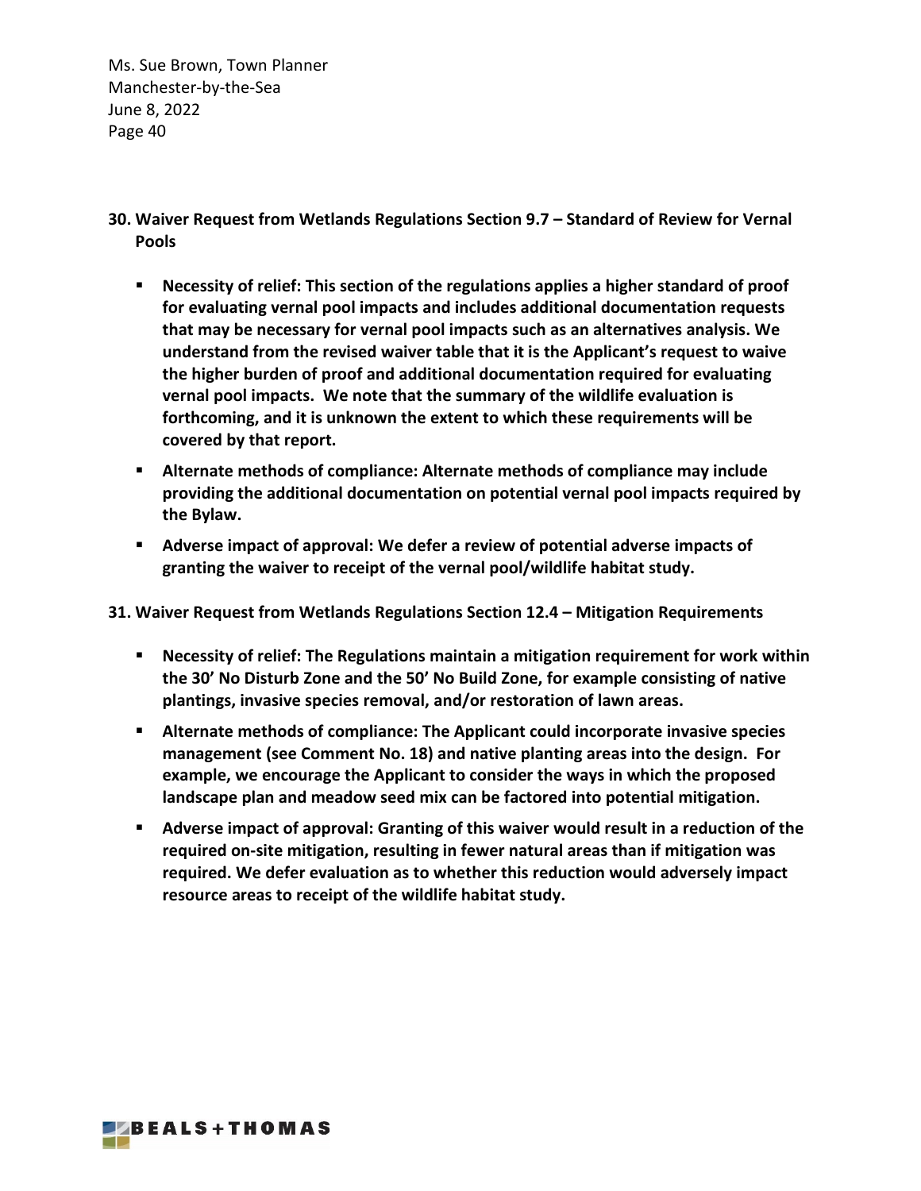**30. Waiver Request from Wetlands Regulations Section 9.7 – Standard of Review for Vernal Pools**

- **Necessity of relief: This section of the regulations applies a higher standard of proof for evaluating vernal pool impacts and includes additional documentation requests that may be necessary for vernal pool impacts such as an alternatives analysis. We understand from the revised waiver table that it is the Applicant's request to waive the higher burden of proof and additional documentation required for evaluating vernal pool impacts. We note that the summary of the wildlife evaluation is forthcoming, and it is unknown the extent to which these requirements will be covered by that report.**
- **Alternate methods of compliance: Alternate methods of compliance may include providing the additional documentation on potential vernal pool impacts required by the Bylaw.**
- **Adverse impact of approval: We defer a review of potential adverse impacts of granting the waiver to receipt of the vernal pool/wildlife habitat study.**

**31. Waiver Request from Wetlands Regulations Section 12.4 – Mitigation Requirements**

- **Necessity of relief: The Regulations maintain a mitigation requirement for work within the 30' No Disturb Zone and the 50' No Build Zone, for example consisting of native plantings, invasive species removal, and/or restoration of lawn areas.**
- **Alternate methods of compliance: The Applicant could incorporate invasive species management (see Comment No. 18) and native planting areas into the design. For example, we encourage the Applicant to consider the ways in which the proposed landscape plan and meadow seed mix can be factored into potential mitigation.**
- **Adverse impact of approval: Granting of this waiver would result in a reduction of the required on-site mitigation, resulting in fewer natural areas than if mitigation was required. We defer evaluation as to whether this reduction would adversely impact resource areas to receipt of the wildlife habitat study.**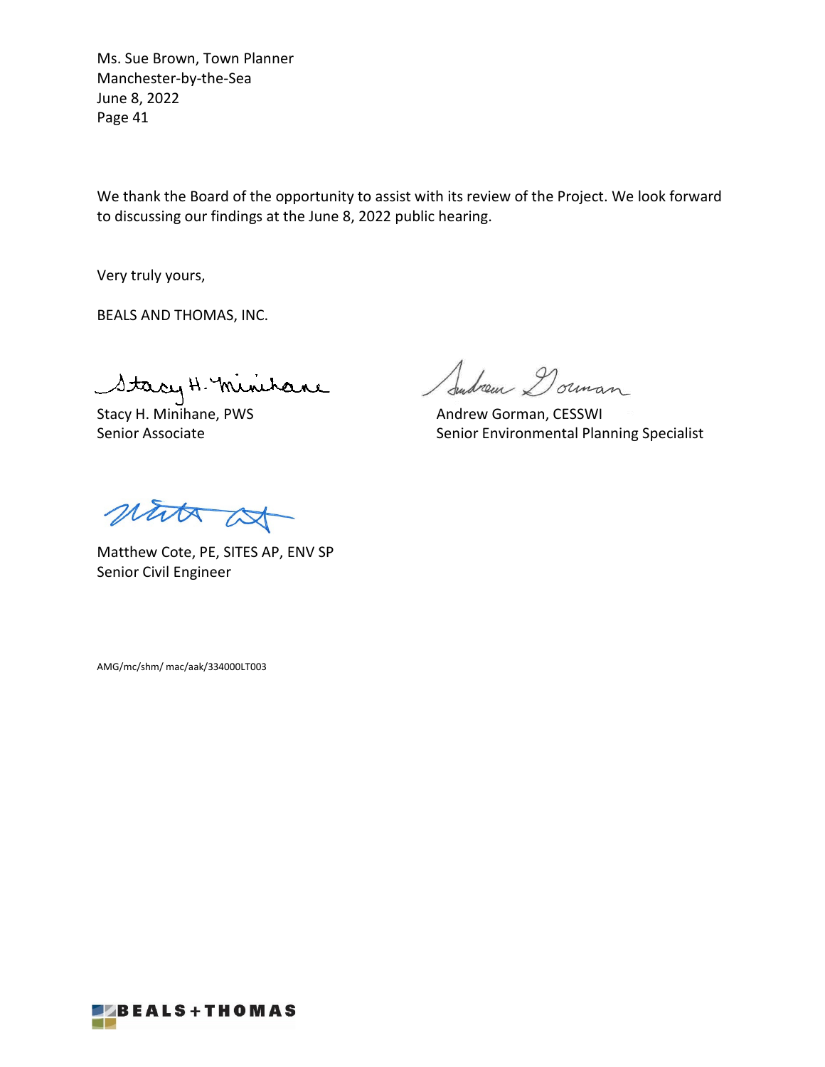We thank the Board of the opportunity to assist with its review of the Project. We look forward to discussing our findings at the June 8, 2022 public hearing.

Very truly yours,

BEALS AND THOMAS, INC.

Stacy H. Minihane, PWS
Senior Associate

Andrew Gorman, CESSWI
Senior Environmental Planning Specialist

Matthew Cote, PE, SITES AP, ENV SP
Senior Civil Engineer

AMG/mc/shm/ mac/aak/334000LT003